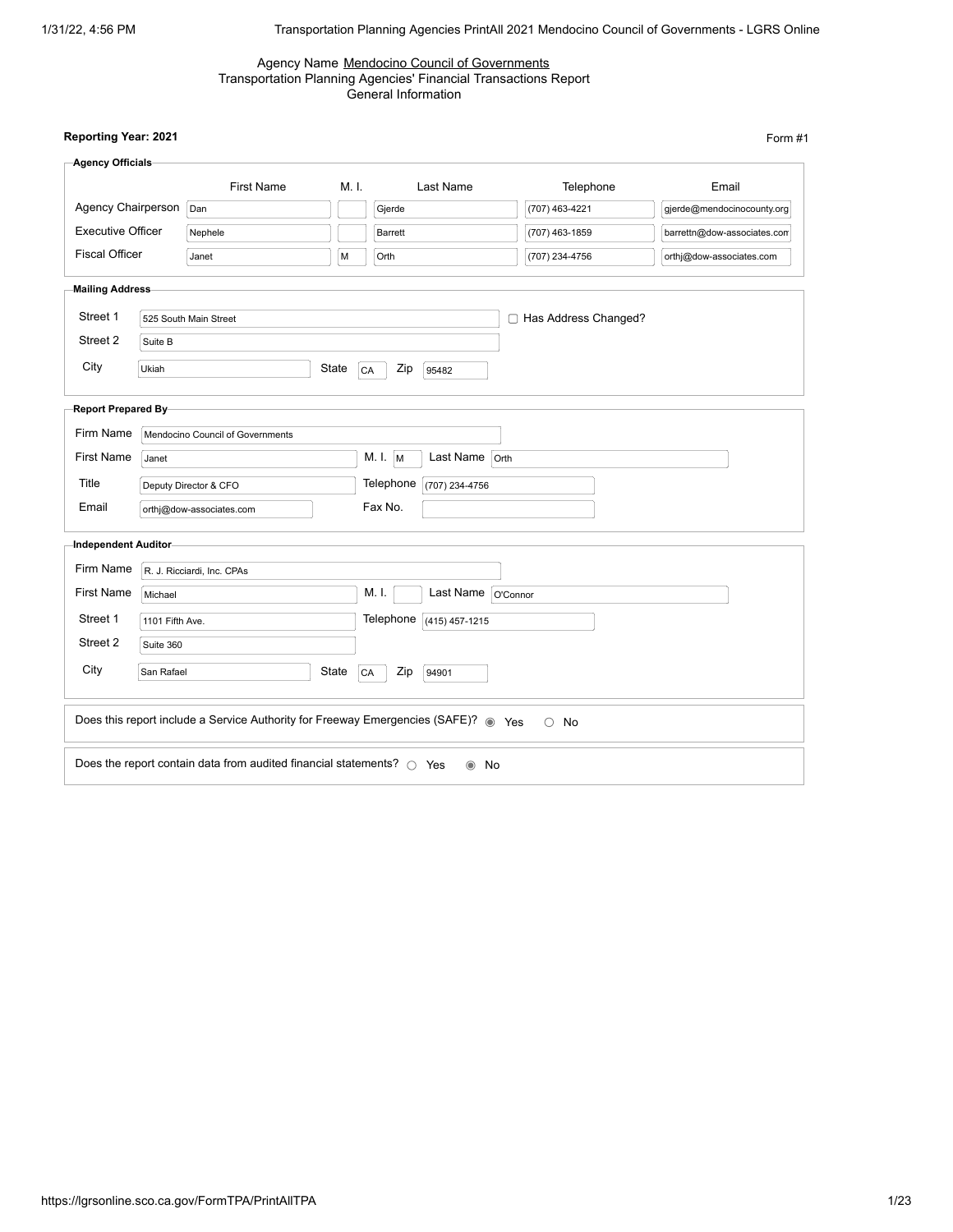Agency Name Mendocino Council of Governments

Transportation Planning Agencies' Financial Transactions Report

General Information

**Reporting Year: 2021**

Form #1

**Agency Officials**

| | First Name | M. I. | Last Name | Telephone | Email |
|---|---|---|---|---|---|
| Agency Chairperson | Dan | | Gjerde | (707) 463-4221 | gjerde@mendocinocounty.org |
| Executive Officer | Nephele | | Barrett | (707) 463-1859 | barrettn@dow-associates.com |
| Fiscal Officer | Janet | M | Orth | (707) 234-4756 | orthj@dow-associates.com |

**Mailing Address**

| | |
|---|---|
| Street 1 | 525 South Main Street |
| Street 2 | Suite B |
| City | Ukiah |
| State | CA |
| Zip | 95482 |

☐ Has Address Changed?

**Report Prepared By**

| | |
|---|---|
| Firm Name | Mendocino Council of Governments |
| First Name | Janet |
| M. I. | M |
| Last Name | Orth |
| Title | Deputy Director & CFO |
| Telephone | (707) 234-4756 |
| Email | orthj@dow-associates.com |
| Fax No. | |

**Independent Auditor**

| | |
|---|---|
| Firm Name | R. J. Ricciardi, Inc. CPAs |
| First Name | Michael |
| M. I. | |
| Last Name | O'Connor |
| Street 1 | 1101 Fifth Ave. |
| Street 2 | Suite 360 |
| Telephone | (415) 457-1215 |
| City | San Rafael |
| State | CA |
| Zip | 94901 |

Does this report include a Service Authority for Freeway Emergencies (SAFE)? ◉ Yes ○ No

Does the report contain data from audited financial statements? ○ Yes ◉ No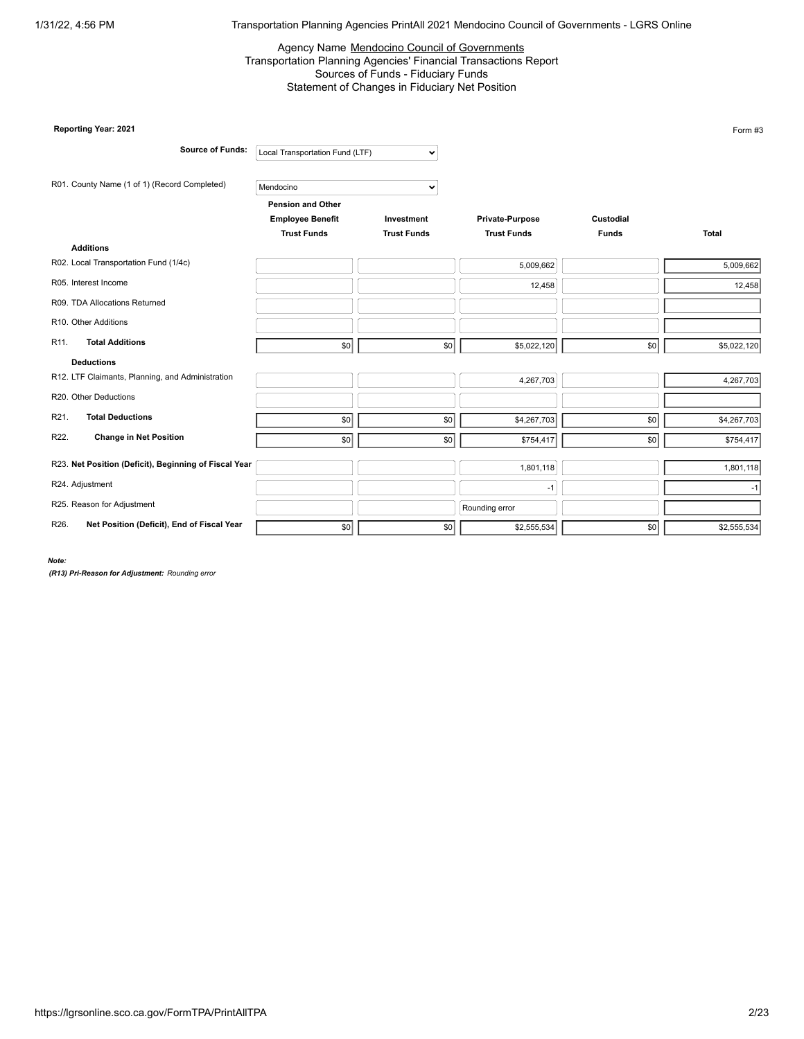Agency Name Mendocino Council of Governments
Transportation Planning Agencies' Financial Transactions Report
Sources of Funds - Fiduciary Funds
Statement of Changes in Fiduciary Net Position

**Reporting Year: 2021**

Form #3

**Source of Funds:** Local Transportation Fund (LTF)

R01. County Name (1 of 1) (Record Completed): Mendocino

| | Pension and Other Employee Benefit Trust Funds | Investment Trust Funds | Private-Purpose Trust Funds | Custodial Funds | Total |
|---|---|---|---|---|---|
| **Additions** | | | | | |
| R02. Local Transportation Fund (1/4c) | | | 5,009,662 | | 5,009,662 |
| R05. Interest Income | | | 12,458 | | 12,458 |
| R09. TDA Allocations Returned | | | | | |
| R10. Other Additions | | | | | |
| R11. **Total Additions** | $0 | $0 | $5,022,120 | $0 | $5,022,120 |
| **Deductions** | | | | | |
| R12. LTF Claimants, Planning, and Administration | | | 4,267,703 | | 4,267,703 |
| R20. Other Deductions | | | | | |
| R21. **Total Deductions** | $0 | $0 | $4,267,703 | $0 | $4,267,703 |
| R22. **Change in Net Position** | $0 | $0 | $754,417 | $0 | $754,417 |
| R23. **Net Position (Deficit), Beginning of Fiscal Year** | | | 1,801,118 | | 1,801,118 |
| R24. Adjustment | | | -1 | | -1 |
| R25. Reason for Adjustment | | | Rounding error | | |
| R26. **Net Position (Deficit), End of Fiscal Year** | $0 | $0 | $2,555,534 | $0 | $2,555,534 |

***Note:***

***(R13) Pri-Reason for Adjustment:*** *Rounding error*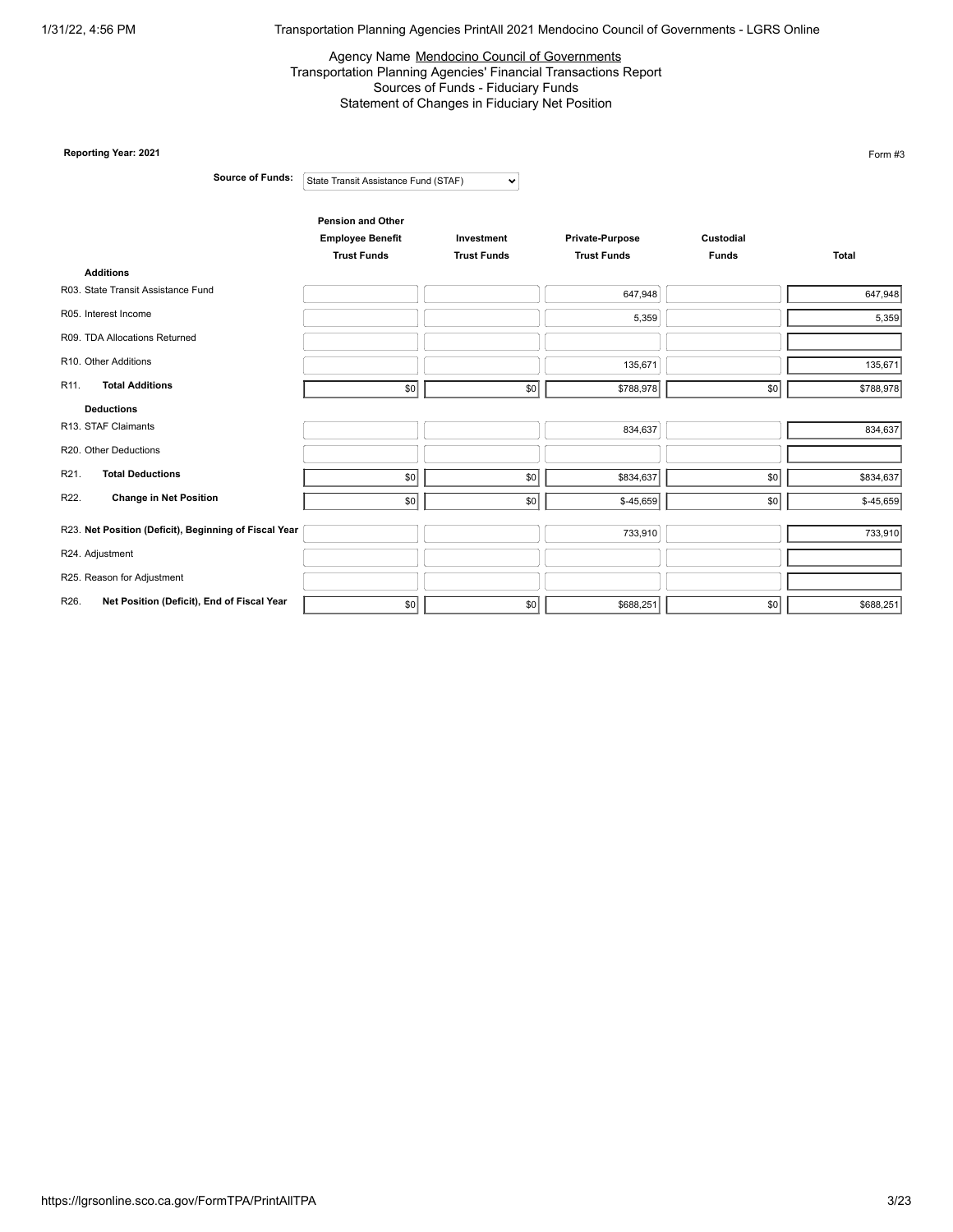Agency Name Mendocino Council of Governments
Transportation Planning Agencies' Financial Transactions Report
Sources of Funds - Fiduciary Funds
Statement of Changes in Fiduciary Net Position

**Reporting Year: 2021**

Form #3

**Source of Funds:** State Transit Assistance Fund (STAF)

| | Pension and Other Employee Benefit Trust Funds | Investment Trust Funds | Private-Purpose Trust Funds | Custodial Funds | Total |
|---|---|---|---|---|---|
| **Additions** | | | | | |
| R03. State Transit Assistance Fund | | | 647,948 | | 647,948 |
| R05. Interest Income | | | 5,359 | | 5,359 |
| R09. TDA Allocations Returned | | | | | |
| R10. Other Additions | | | 135,671 | | 135,671 |
| R11. **Total Additions** | $0 | $0 | $788,978 | $0 | $788,978 |
| **Deductions** | | | | | |
| R13. STAF Claimants | | | 834,637 | | 834,637 |
| R20. Other Deductions | | | | | |
| R21. **Total Deductions** | $0 | $0 | $834,637 | $0 | $834,637 |
| R22. **Change in Net Position** | $0 | $0 | $-45,659 | $0 | $-45,659 |
| R23. **Net Position (Deficit), Beginning of Fiscal Year** | | | 733,910 | | 733,910 |
| R24. Adjustment | | | | | |
| R25. Reason for Adjustment | | | | | |
| R26. **Net Position (Deficit), End of Fiscal Year** | $0 | $0 | $688,251 | $0 | $688,251 |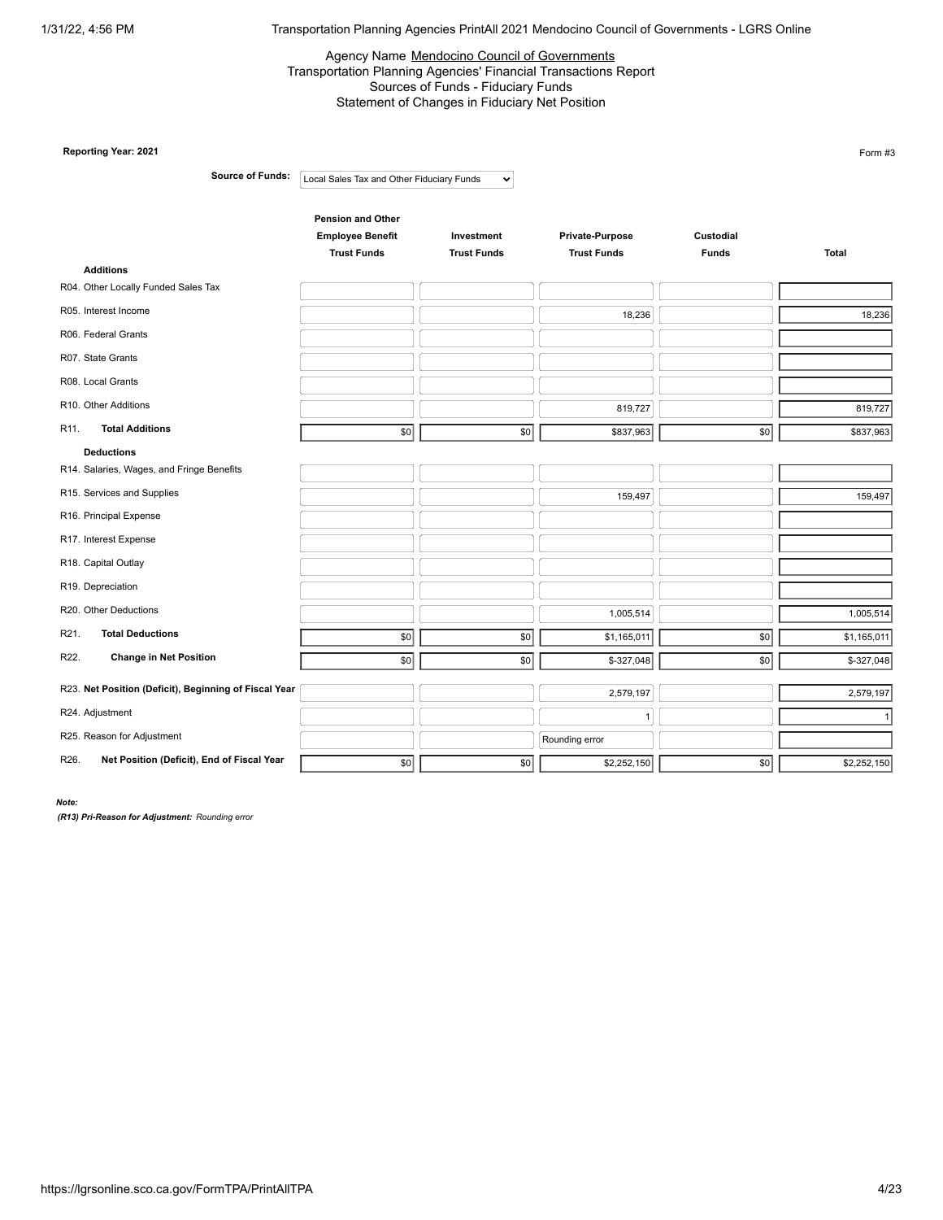Agency Name Mendocino Council of Governments
Transportation Planning Agencies' Financial Transactions Report
Sources of Funds - Fiduciary Funds
Statement of Changes in Fiduciary Net Position

**Reporting Year: 2021**

Form #3

**Source of Funds:** Local Sales Tax and Other Fiduciary Funds

| | Pension and Other Employee Benefit Trust Funds | Investment Trust Funds | Private-Purpose Trust Funds | Custodial Funds | Total |
|---|---|---|---|---|---|
| **Additions** | | | | | |
| R04. Other Locally Funded Sales Tax | | | | | |
| R05. Interest Income | | | 18,236 | | 18,236 |
| R06. Federal Grants | | | | | |
| R07. State Grants | | | | | |
| R08. Local Grants | | | | | |
| R10. Other Additions | | | 819,727 | | 819,727 |
| R11. **Total Additions** | $0 | $0 | $837,963 | $0 | $837,963 |
| **Deductions** | | | | | |
| R14. Salaries, Wages, and Fringe Benefits | | | | | |
| R15. Services and Supplies | | | 159,497 | | 159,497 |
| R16. Principal Expense | | | | | |
| R17. Interest Expense | | | | | |
| R18. Capital Outlay | | | | | |
| R19. Depreciation | | | | | |
| R20. Other Deductions | | | 1,005,514 | | 1,005,514 |
| R21. **Total Deductions** | $0 | $0 | $1,165,011 | $0 | $1,165,011 |
| R22. **Change in Net Position** | $0 | $0 | $-327,048 | $0 | $-327,048 |
| R23. **Net Position (Deficit), Beginning of Fiscal Year** | | | 2,579,197 | | 2,579,197 |
| R24. Adjustment | | | 1 | | 1 |
| R25. Reason for Adjustment | | | Rounding error | | |
| R26. **Net Position (Deficit), End of Fiscal Year** | $0 | $0 | $2,252,150 | $0 | $2,252,150 |

***Note:***

***(R13) Pri-Reason for Adjustment:*** *Rounding error*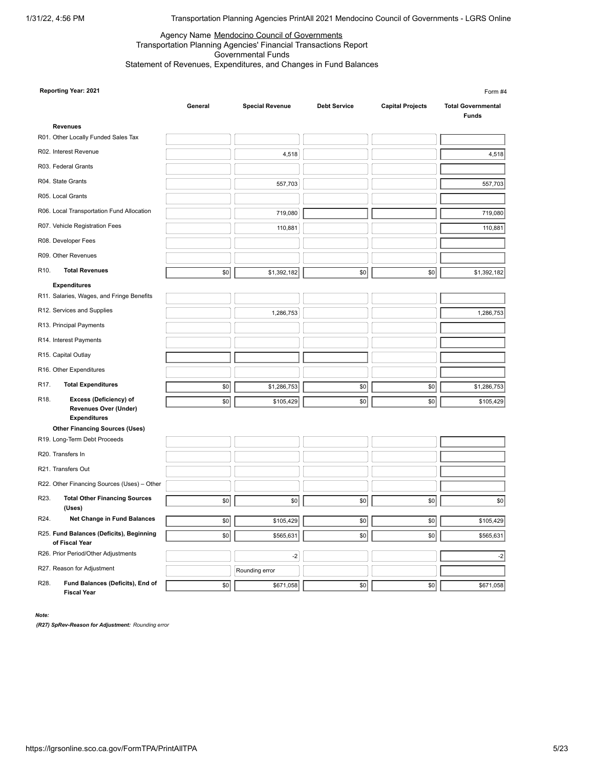Agency Name Mendocino Council of Governments
Transportation Planning Agencies' Financial Transactions Report
Governmental Funds
Statement of Revenues, Expenditures, and Changes in Fund Balances

**Reporting Year: 2021**

Form #4

| | General | Special Revenue | Debt Service | Capital Projects | Total Governmental Funds |
|---|---|---|---|---|---|
| **Revenues** | | | | | |
| R01. Other Locally Funded Sales Tax | | | | | |
| R02. Interest Revenue | | 4,518 | | | 4,518 |
| R03. Federal Grants | | | | | |
| R04. State Grants | | 557,703 | | | 557,703 |
| R05. Local Grants | | | | | |
| R06. Local Transportation Fund Allocation | | 719,080 | | | 719,080 |
| R07. Vehicle Registration Fees | | 110,881 | | | 110,881 |
| R08. Developer Fees | | | | | |
| R09. Other Revenues | | | | | |
| R10. **Total Revenues** | $0 | $1,392,182 | $0 | $0 | $1,392,182 |
| **Expenditures** | | | | | |
| R11. Salaries, Wages, and Fringe Benefits | | | | | |
| R12. Services and Supplies | | 1,286,753 | | | 1,286,753 |
| R13. Principal Payments | | | | | |
| R14. Interest Payments | | | | | |
| R15. Capital Outlay | | | | | |
| R16. Other Expenditures | | | | | |
| R17. **Total Expenditures** | $0 | $1,286,753 | $0 | $0 | $1,286,753 |
| R18. **Excess (Deficiency) of Revenues Over (Under) Expenditures** | $0 | $105,429 | $0 | $0 | $105,429 |
| **Other Financing Sources (Uses)** | | | | | |
| R19. Long-Term Debt Proceeds | | | | | |
| R20. Transfers In | | | | | |
| R21. Transfers Out | | | | | |
| R22. Other Financing Sources (Uses) – Other | | | | | |
| R23. **Total Other Financing Sources (Uses)** | $0 | $0 | $0 | $0 | $0 |
| R24. **Net Change in Fund Balances** | $0 | $105,429 | $0 | $0 | $105,429 |
| R25. **Fund Balances (Deficits), Beginning of Fiscal Year** | $0 | $565,631 | $0 | $0 | $565,631 |
| R26. Prior Period/Other Adjustments | | -2 | | | -2 |
| R27. Reason for Adjustment | | Rounding error | | | |
| R28. **Fund Balances (Deficits), End of Fiscal Year** | $0 | $671,058 | $0 | $0 | $671,058 |

***Note:***

***(R27) SpRev-Reason for Adjustment:*** *Rounding error*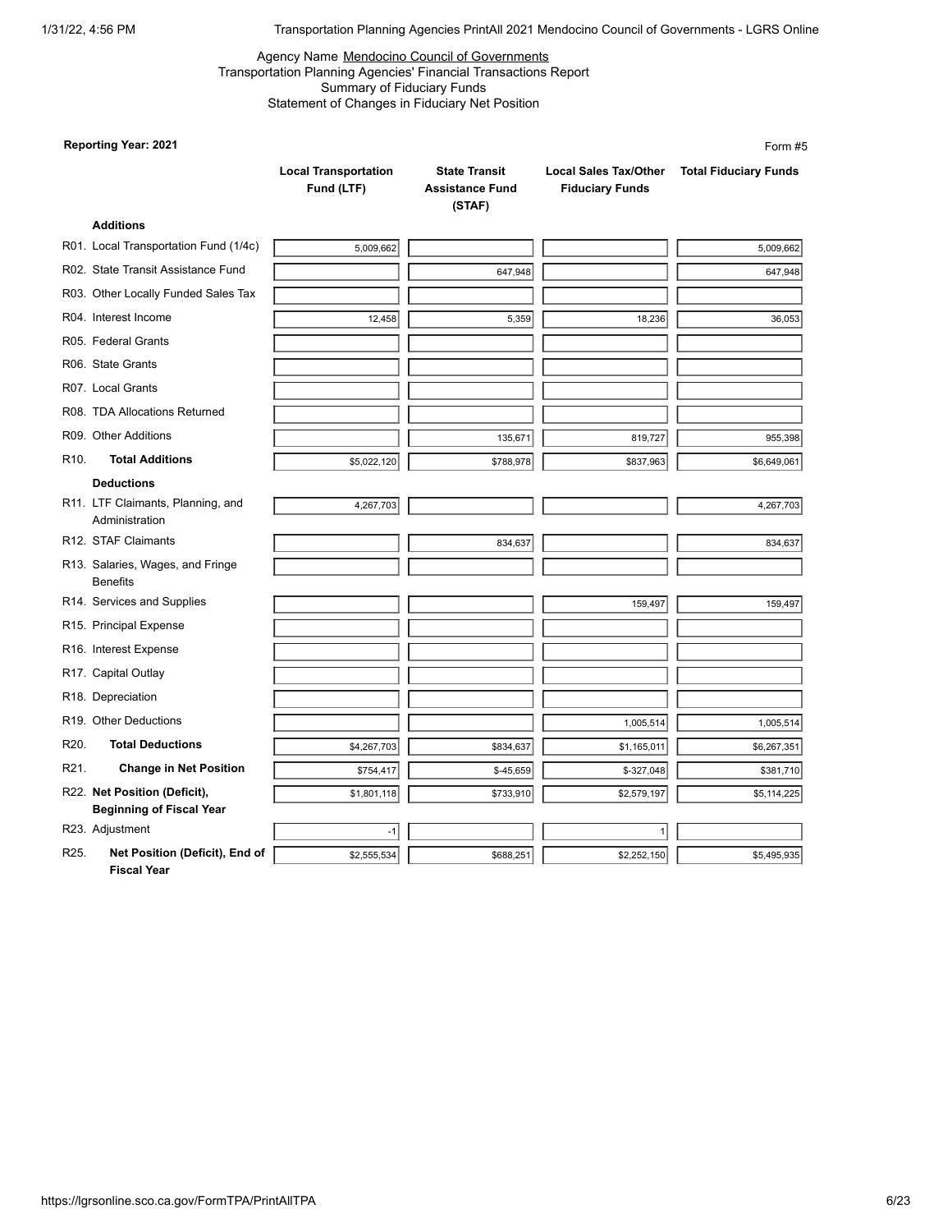Agency Name Mendocino Council of Governments
Transportation Planning Agencies' Financial Transactions Report
Summary of Fiduciary Funds
Statement of Changes in Fiduciary Net Position

**Reporting Year: 2021**

Form #5

| | Local Transportation Fund (LTF) | State Transit Assistance Fund (STAF) | Local Sales Tax/Other Fiduciary Funds | Total Fiduciary Funds |
|---|---|---|---|---|
| **Additions** | | | | |
| R01. Local Transportation Fund (1/4c) | 5,009,662 | | | 5,009,662 |
| R02. State Transit Assistance Fund | | 647,948 | | 647,948 |
| R03. Other Locally Funded Sales Tax | | | | |
| R04. Interest Income | 12,458 | 5,359 | 18,236 | 36,053 |
| R05. Federal Grants | | | | |
| R06. State Grants | | | | |
| R07. Local Grants | | | | |
| R08. TDA Allocations Returned | | | | |
| R09. Other Additions | | 135,671 | 819,727 | 955,398 |
| R10. **Total Additions** | $5,022,120 | $788,978 | $837,963 | $6,649,061 |
| **Deductions** | | | | |
| R11. LTF Claimants, Planning, and Administration | 4,267,703 | | | 4,267,703 |
| R12. STAF Claimants | | 834,637 | | 834,637 |
| R13. Salaries, Wages, and Fringe Benefits | | | | |
| R14. Services and Supplies | | | 159,497 | 159,497 |
| R15. Principal Expense | | | | |
| R16. Interest Expense | | | | |
| R17. Capital Outlay | | | | |
| R18. Depreciation | | | | |
| R19. Other Deductions | | | 1,005,514 | 1,005,514 |
| R20. **Total Deductions** | $4,267,703 | $834,637 | $1,165,011 | $6,267,351 |
| R21. **Change in Net Position** | $754,417 | $-45,659 | $-327,048 | $381,710 |
| R22. **Net Position (Deficit), Beginning of Fiscal Year** | $1,801,118 | $733,910 | $2,579,197 | $5,114,225 |
| R23. Adjustment | -1 | | 1 | |
| R25. **Net Position (Deficit), End of Fiscal Year** | $2,555,534 | $688,251 | $2,252,150 | $5,495,935 |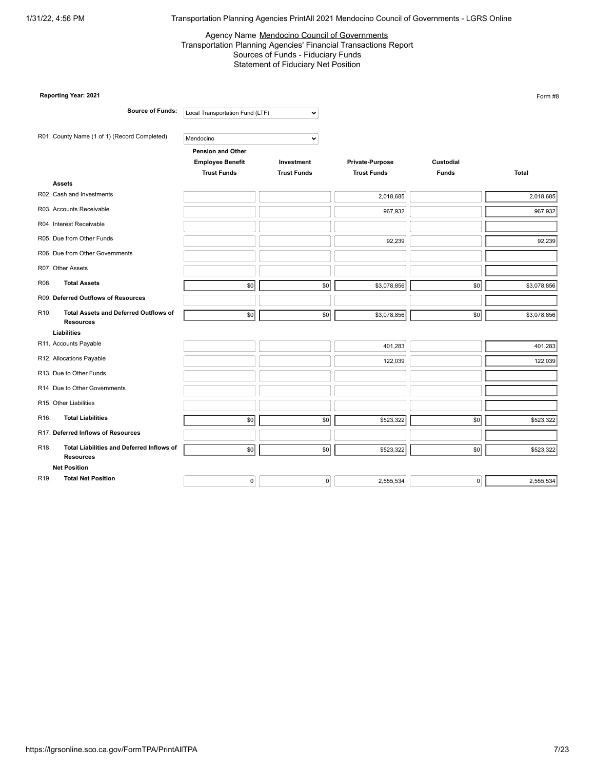Agency Name Mendocino Council of Governments
Transportation Planning Agencies' Financial Transactions Report
Sources of Funds - Fiduciary Funds
Statement of Fiduciary Net Position

**Reporting Year: 2021**

Form #8

**Source of Funds:** Local Transportation Fund (LTF)

R01. County Name (1 of 1) (Record Completed): Mendocino

| | Pension and Other Employee Benefit Trust Funds | Investment Trust Funds | Private-Purpose Trust Funds | Custodial Funds | Total |
|---|---|---|---|---|---|
| **Assets** | | | | | |
| R02. Cash and Investments | | | 2,018,685 | | 2,018,685 |
| R03. Accounts Receivable | | | 967,932 | | 967,932 |
| R04. Interest Receivable | | | | | |
| R05. Due from Other Funds | | | 92,239 | | 92,239 |
| R06. Due from Other Governments | | | | | |
| R07. Other Assets | | | | | |
| R08. **Total Assets** | $0 | $0 | $3,078,856 | $0 | $3,078,856 |
| R09. **Deferred Outflows of Resources** | | | | | |
| R10. **Total Assets and Deferred Outflows of Resources** | $0 | $0 | $3,078,856 | $0 | $3,078,856 |
| **Liabilities** | | | | | |
| R11. Accounts Payable | | | 401,283 | | 401,283 |
| R12. Allocations Payable | | | 122,039 | | 122,039 |
| R13. Due to Other Funds | | | | | |
| R14. Due to Other Governments | | | | | |
| R15. Other Liabilities | | | | | |
| R16. **Total Liabilities** | $0 | $0 | $523,322 | $0 | $523,322 |
| R17. **Deferred Inflows of Resources** | | | | | |
| R18. **Total Liabilities and Deferred Inflows of Resources** | $0 | $0 | $523,322 | $0 | $523,322 |
| **Net Position** | | | | | |
| R19. **Total Net Position** | 0 | 0 | 2,555,534 | 0 | 2,555,534 |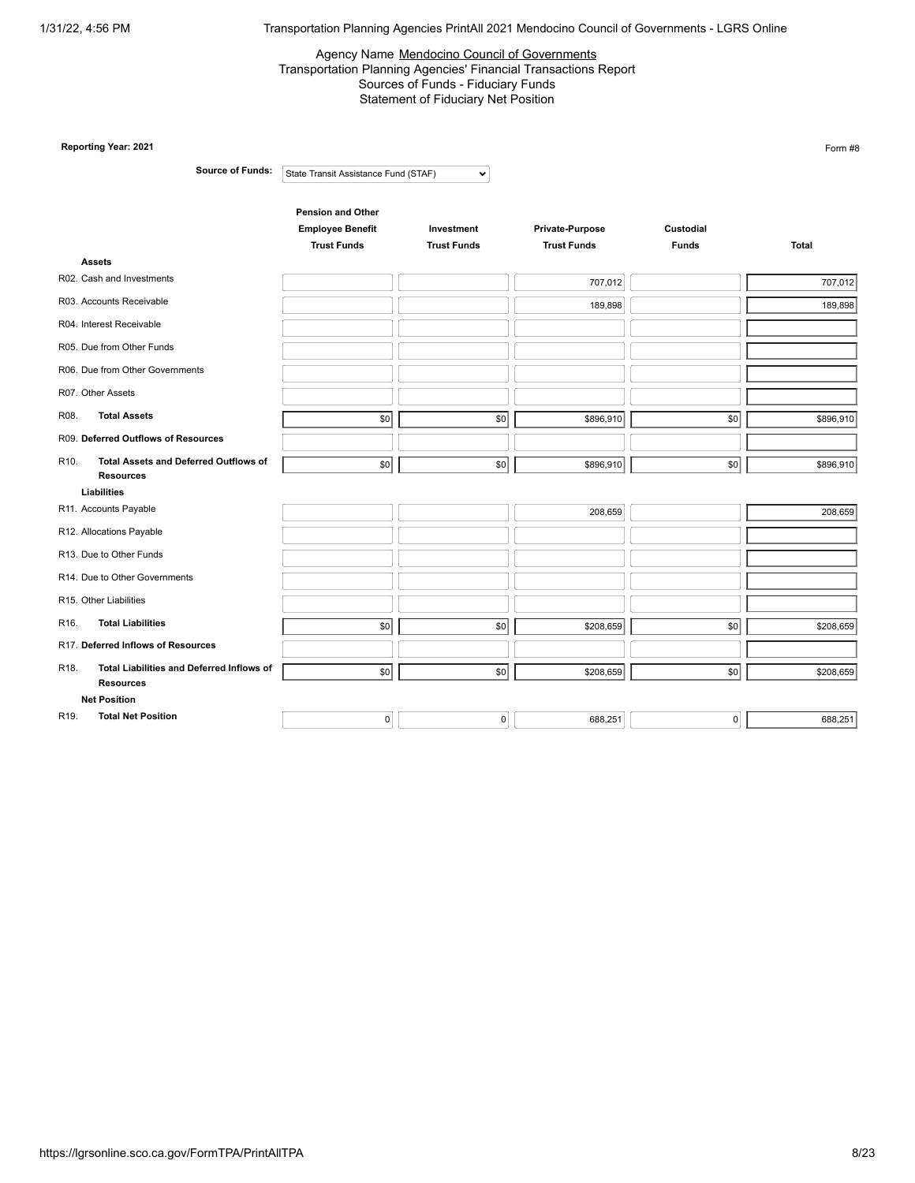Agency Name Mendocino Council of Governments
Transportation Planning Agencies' Financial Transactions Report
Sources of Funds - Fiduciary Funds
Statement of Fiduciary Net Position

**Reporting Year: 2021**

Form #8

**Source of Funds:** State Transit Assistance Fund (STAF)

| | Pension and Other Employee Benefit Trust Funds | Investment Trust Funds | Private-Purpose Trust Funds | Custodial Funds | Total |
|---|---|---|---|---|---|
| **Assets** | | | | | |
| R02. Cash and Investments | | | 707,012 | | 707,012 |
| R03. Accounts Receivable | | | 189,898 | | 189,898 |
| R04. Interest Receivable | | | | | |
| R05. Due from Other Funds | | | | | |
| R06. Due from Other Governments | | | | | |
| R07. Other Assets | | | | | |
| R08. **Total Assets** | $0 | $0 | $896,910 | $0 | $896,910 |
| R09. **Deferred Outflows of Resources** | | | | | |
| R10. **Total Assets and Deferred Outflows of Resources** | $0 | $0 | $896,910 | $0 | $896,910 |
| **Liabilities** | | | | | |
| R11. Accounts Payable | | | 208,659 | | 208,659 |
| R12. Allocations Payable | | | | | |
| R13. Due to Other Funds | | | | | |
| R14. Due to Other Governments | | | | | |
| R15. Other Liabilities | | | | | |
| R16. **Total Liabilities** | $0 | $0 | $208,659 | $0 | $208,659 |
| R17. **Deferred Inflows of Resources** | | | | | |
| R18. **Total Liabilities and Deferred Inflows of Resources** | $0 | $0 | $208,659 | $0 | $208,659 |
| **Net Position** | | | | | |
| R19. **Total Net Position** | 0 | 0 | 688,251 | 0 | 688,251 |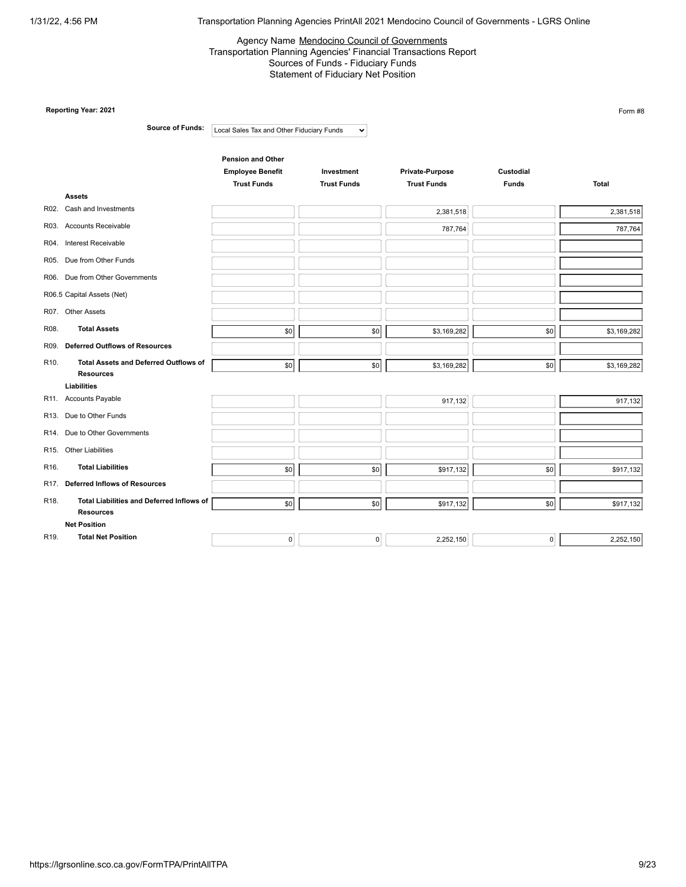Agency Name Mendocino Council of Governments
Transportation Planning Agencies' Financial Transactions Report
Sources of Funds - Fiduciary Funds
Statement of Fiduciary Net Position

**Reporting Year: 2021**

Form #8

**Source of Funds:** Local Sales Tax and Other Fiduciary Funds

| | | Pension and Other Employee Benefit Trust Funds | Investment Trust Funds | Private-Purpose Trust Funds | Custodial Funds | Total |
|---|---|---|---|---|---|---|
| | **Assets** | | | | | |
| R02. | Cash and Investments | | | 2,381,518 | | 2,381,518 |
| R03. | Accounts Receivable | | | 787,764 | | 787,764 |
| R04. | Interest Receivable | | | | | |
| R05. | Due from Other Funds | | | | | |
| R06. | Due from Other Governments | | | | | |
| R06.5 | Capital Assets (Net) | | | | | |
| R07. | Other Assets | | | | | |
| R08. | **Total Assets** | $0 | $0 | $3,169,282 | $0 | $3,169,282 |
| R09. | **Deferred Outflows of Resources** | | | | | |
| R10. | **Total Assets and Deferred Outflows of Resources** | $0 | $0 | $3,169,282 | $0 | $3,169,282 |
| | **Liabilities** | | | | | |
| R11. | Accounts Payable | | | 917,132 | | 917,132 |
| R13. | Due to Other Funds | | | | | |
| R14. | Due to Other Governments | | | | | |
| R15. | Other Liabilities | | | | | |
| R16. | **Total Liabilities** | $0 | $0 | $917,132 | $0 | $917,132 |
| R17. | **Deferred Inflows of Resources** | | | | | |
| R18. | **Total Liabilities and Deferred Inflows of Resources** | $0 | $0 | $917,132 | $0 | $917,132 |
| | **Net Position** | | | | | |
| R19. | **Total Net Position** | 0 | 0 | 2,252,150 | 0 | 2,252,150 |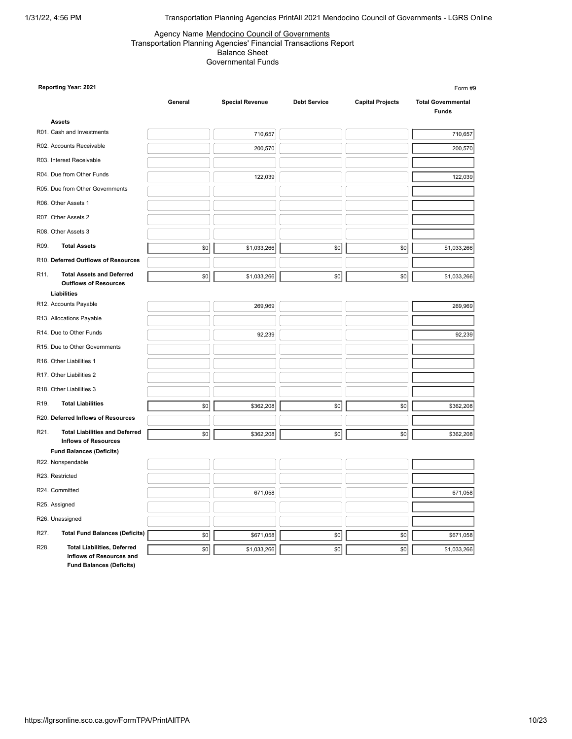Agency Name Mendocino Council of Governments
Transportation Planning Agencies' Financial Transactions Report
Balance Sheet
Governmental Funds

**Reporting Year: 2021**

Form #9

| | General | Special Revenue | Debt Service | Capital Projects | Total Governmental Funds |
|---|---|---|---|---|---|
| **Assets** | | | | | |
| R01. Cash and Investments | | 710,657 | | | 710,657 |
| R02. Accounts Receivable | | 200,570 | | | 200,570 |
| R03. Interest Receivable | | | | | |
| R04. Due from Other Funds | | 122,039 | | | 122,039 |
| R05. Due from Other Governments | | | | | |
| R06. Other Assets 1 | | | | | |
| R07. Other Assets 2 | | | | | |
| R08. Other Assets 3 | | | | | |
| R09. **Total Assets** | $0 | $1,033,266 | $0 | $0 | $1,033,266 |
| R10. **Deferred Outflows of Resources** | | | | | |
| R11. **Total Assets and Deferred Outflows of Resources** | $0 | $1,033,266 | $0 | $0 | $1,033,266 |
| **Liabilities** | | | | | |
| R12. Accounts Payable | | 269,969 | | | 269,969 |
| R13. Allocations Payable | | | | | |
| R14. Due to Other Funds | | 92,239 | | | 92,239 |
| R15. Due to Other Governments | | | | | |
| R16. Other Liabilities 1 | | | | | |
| R17. Other Liabilities 2 | | | | | |
| R18. Other Liabilities 3 | | | | | |
| R19. **Total Liabilities** | $0 | $362,208 | $0 | $0 | $362,208 |
| R20. **Deferred Inflows of Resources** | | | | | |
| R21. **Total Liabilities and Deferred Inflows of Resources** | $0 | $362,208 | $0 | $0 | $362,208 |
| **Fund Balances (Deficits)** | | | | | |
| R22. Nonspendable | | | | | |
| R23. Restricted | | | | | |
| R24. Committed | | 671,058 | | | 671,058 |
| R25. Assigned | | | | | |
| R26. Unassigned | | | | | |
| R27. **Total Fund Balances (Deficits)** | $0 | $671,058 | $0 | $0 | $671,058 |
| R28. **Total Liabilities, Deferred Inflows of Resources and Fund Balances (Deficits)** | $0 | $1,033,266 | $0 | $0 | $1,033,266 |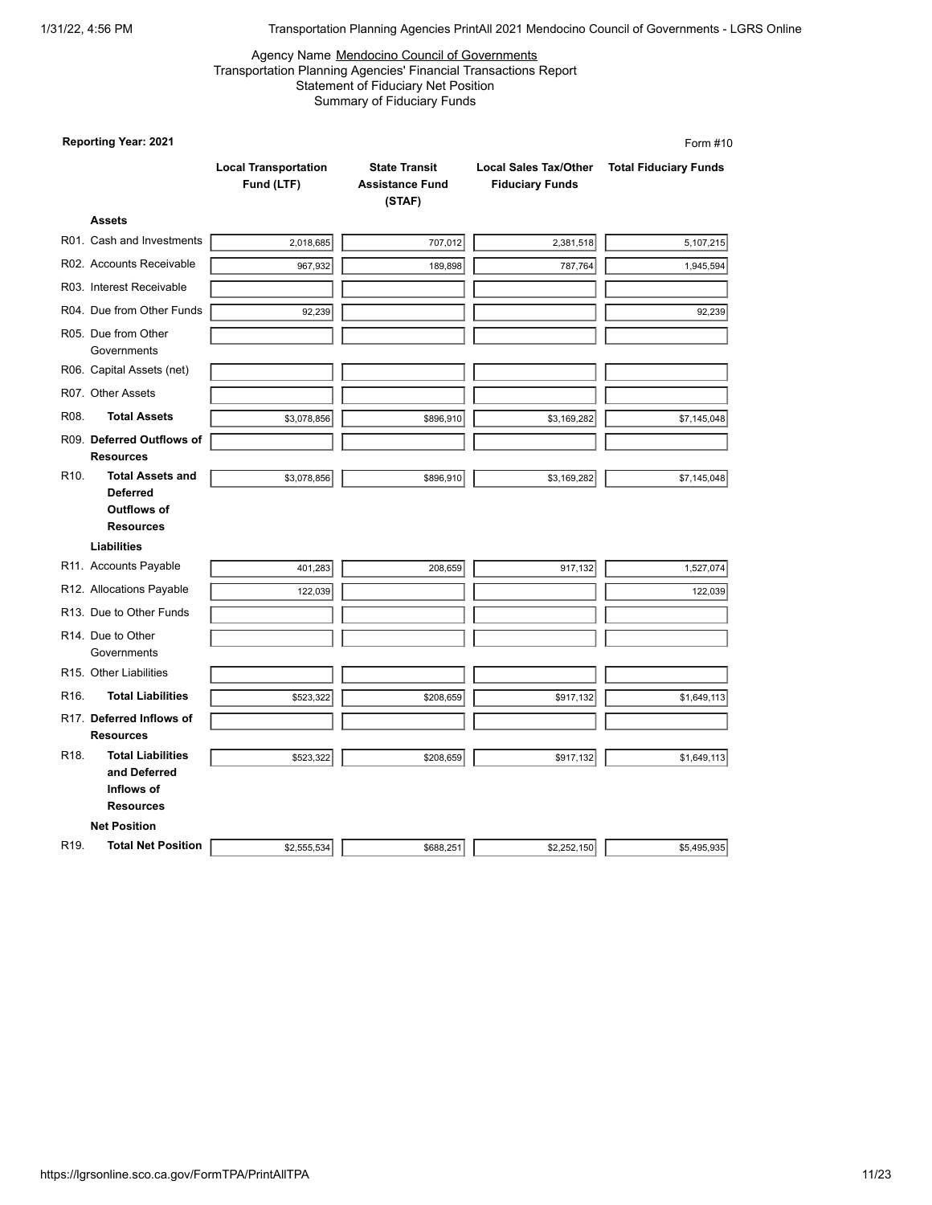Agency Name Mendocino Council of Governments
Transportation Planning Agencies' Financial Transactions Report
Statement of Fiduciary Net Position
Summary of Fiduciary Funds

**Reporting Year: 2021**

Form #10

| | Local Transportation Fund (LTF) | State Transit Assistance Fund (STAF) | Local Sales Tax/Other Fiduciary Funds | Total Fiduciary Funds |
|---|---|---|---|---|
| **Assets** | | | | |
| R01. Cash and Investments | 2,018,685 | 707,012 | 2,381,518 | 5,107,215 |
| R02. Accounts Receivable | 967,932 | 189,898 | 787,764 | 1,945,594 |
| R03. Interest Receivable | | | | |
| R04. Due from Other Funds | 92,239 | | | 92,239 |
| R05. Due from Other Governments | | | | |
| R06. Capital Assets (net) | | | | |
| R07. Other Assets | | | | |
| R08. **Total Assets** | $3,078,856 | $896,910 | $3,169,282 | $7,145,048 |
| R09. **Deferred Outflows of Resources** | | | | |
| R10. **Total Assets and Deferred Outflows of Resources** | $3,078,856 | $896,910 | $3,169,282 | $7,145,048 |
| **Liabilities** | | | | |
| R11. Accounts Payable | 401,283 | 208,659 | 917,132 | 1,527,074 |
| R12. Allocations Payable | 122,039 | | | 122,039 |
| R13. Due to Other Funds | | | | |
| R14. Due to Other Governments | | | | |
| R15. Other Liabilities | | | | |
| R16. **Total Liabilities** | $523,322 | $208,659 | $917,132 | $1,649,113 |
| R17. **Deferred Inflows of Resources** | | | | |
| R18. **Total Liabilities and Deferred Inflows of Resources** | $523,322 | $208,659 | $917,132 | $1,649,113 |
| **Net Position** | | | | |
| R19. **Total Net Position** | $2,555,534 | $688,251 | $2,252,150 | $5,495,935 |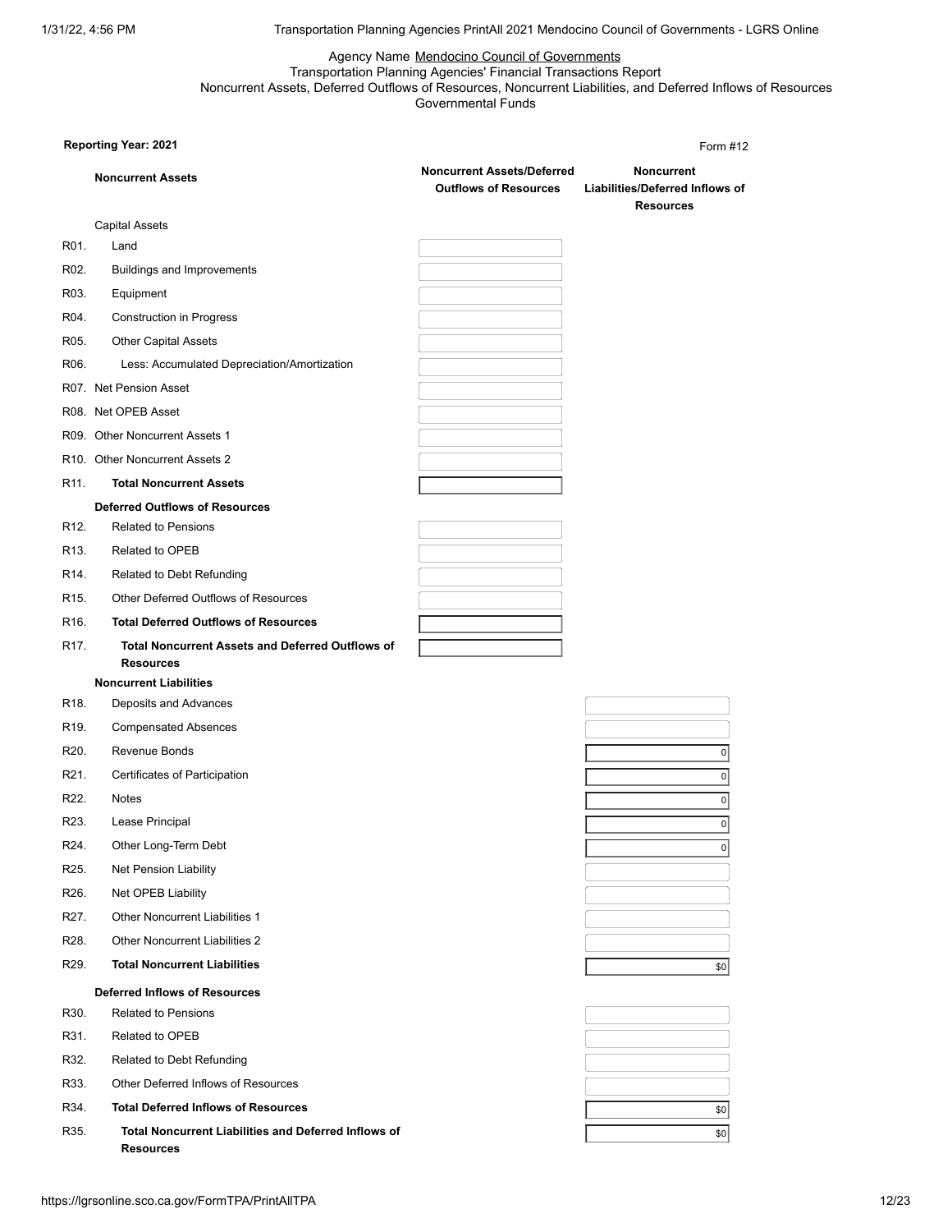Agency Name Mendocino Council of Governments

Transportation Planning Agencies' Financial Transactions Report

Noncurrent Assets, Deferred Outflows of Resources, Noncurrent Liabilities, and Deferred Inflows of Resources

Governmental Funds

**Reporting Year: 2021**

Form #12

| | **Noncurrent Assets** | **Noncurrent Assets/Deferred Outflows of Resources** | **Noncurrent Liabilities/Deferred Inflows of Resources** |
|---|---|---|---|
| | Capital Assets | | |
| R01. | Land | | |
| R02. | Buildings and Improvements | | |
| R03. | Equipment | | |
| R04. | Construction in Progress | | |
| R05. | Other Capital Assets | | |
| R06. | Less: Accumulated Depreciation/Amortization | | |
| R07. | Net Pension Asset | | |
| R08. | Net OPEB Asset | | |
| R09. | Other Noncurrent Assets 1 | | |
| R10. | Other Noncurrent Assets 2 | | |
| R11. | **Total Noncurrent Assets** | | |
| | **Deferred Outflows of Resources** | | |
| R12. | Related to Pensions | | |
| R13. | Related to OPEB | | |
| R14. | Related to Debt Refunding | | |
| R15. | Other Deferred Outflows of Resources | | |
| R16. | **Total Deferred Outflows of Resources** | | |
| R17. | **Total Noncurrent Assets and Deferred Outflows of Resources** | | |
| | **Noncurrent Liabilities** | | |
| R18. | Deposits and Advances | | |
| R19. | Compensated Absences | | |
| R20. | Revenue Bonds | | 0 |
| R21. | Certificates of Participation | | 0 |
| R22. | Notes | | 0 |
| R23. | Lease Principal | | 0 |
| R24. | Other Long-Term Debt | | 0 |
| R25. | Net Pension Liability | | |
| R26. | Net OPEB Liability | | |
| R27. | Other Noncurrent Liabilities 1 | | |
| R28. | Other Noncurrent Liabilities 2 | | |
| R29. | **Total Noncurrent Liabilities** | | $0 |
| | **Deferred Inflows of Resources** | | |
| R30. | Related to Pensions | | |
| R31. | Related to OPEB | | |
| R32. | Related to Debt Refunding | | |
| R33. | Other Deferred Inflows of Resources | | |
| R34. | **Total Deferred Inflows of Resources** | | $0 |
| R35. | **Total Noncurrent Liabilities and Deferred Inflows of Resources** | | $0 |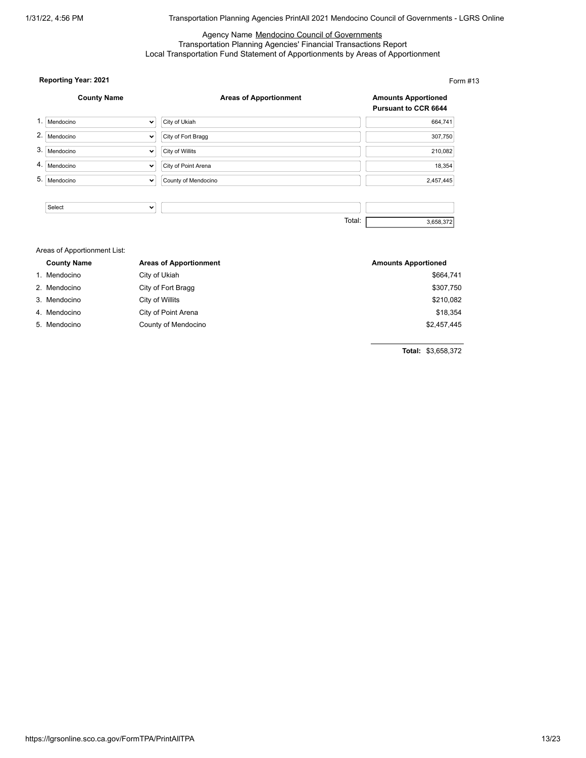Agency Name Mendocino Council of Governments
Transportation Planning Agencies' Financial Transactions Report
Local Transportation Fund Statement of Apportionments by Areas of Apportionment

**Reporting Year: 2021**

Form #13

| | County Name | Areas of Apportionment | Amounts Apportioned Pursuant to CCR 6644 |
|---|---|---|---|
| 1. | Mendocino | City of Ukiah | 664,741 |
| 2. | Mendocino | City of Fort Bragg | 307,750 |
| 3. | Mendocino | City of Willits | 210,082 |
| 4. | Mendocino | City of Point Arena | 18,354 |
| 5. | Mendocino | County of Mendocino | 2,457,445 |
| | Select | | |
| | | Total: | 3,658,372 |

Areas of Apportionment List:

| | County Name | Areas of Apportionment | Amounts Apportioned |
|---|---|---|---|
| 1. | Mendocino | City of Ukiah | $664,741 |
| 2. | Mendocino | City of Fort Bragg | $307,750 |
| 3. | Mendocino | City of Willits | $210,082 |
| 4. | Mendocino | City of Point Arena | $18,354 |
| 5. | Mendocino | County of Mendocino | $2,457,445 |
| | | **Total:** | $3,658,372 |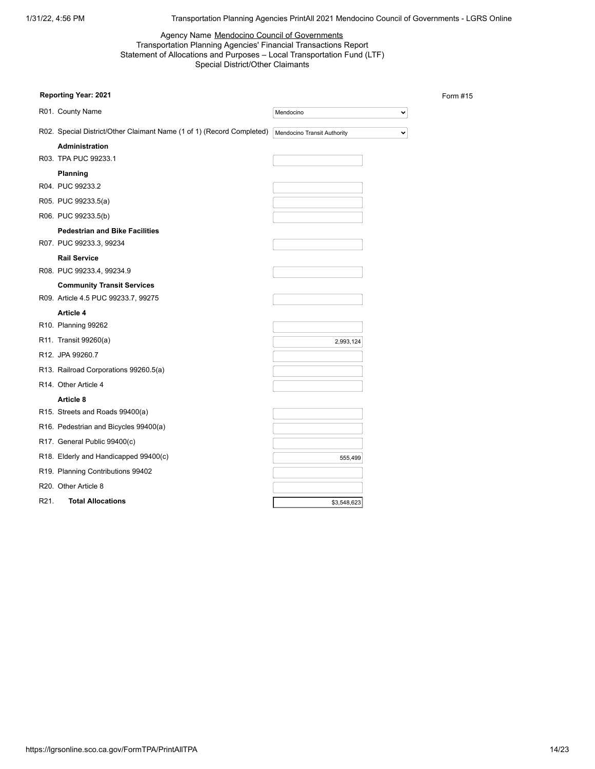Agency Name Mendocino Council of Governments
Transportation Planning Agencies' Financial Transactions Report
Statement of Allocations and Purposes – Local Transportation Fund (LTF)
Special District/Other Claimants

**Reporting Year: 2021**

Form #15

| | | |
|---|---|---|
| R01. | County Name | Mendocino |
| R02. | Special District/Other Claimant Name (1 of 1) (Record Completed) | Mendocino Transit Authority |
| | **Administration** | |
| R03. | TPA PUC 99233.1 | |
| | **Planning** | |
| R04. | PUC 99233.2 | |
| R05. | PUC 99233.5(a) | |
| R06. | PUC 99233.5(b) | |
| | **Pedestrian and Bike Facilities** | |
| R07. | PUC 99233.3, 99234 | |
| | **Rail Service** | |
| R08. | PUC 99233.4, 99234.9 | |
| | **Community Transit Services** | |
| R09. | Article 4.5 PUC 99233.7, 99275 | |
| | **Article 4** | |
| R10. | Planning 99262 | |
| R11. | Transit 99260(a) | 2,993,124 |
| R12. | JPA 99260.7 | |
| R13. | Railroad Corporations 99260.5(a) | |
| R14. | Other Article 4 | |
| | **Article 8** | |
| R15. | Streets and Roads 99400(a) | |
| R16. | Pedestrian and Bicycles 99400(a) | |
| R17. | General Public 99400(c) | |
| R18. | Elderly and Handicapped 99400(c) | 555,499 |
| R19. | Planning Contributions 99402 | |
| R20. | Other Article 8 | |
| R21. | **Total Allocations** | $3,548,623 |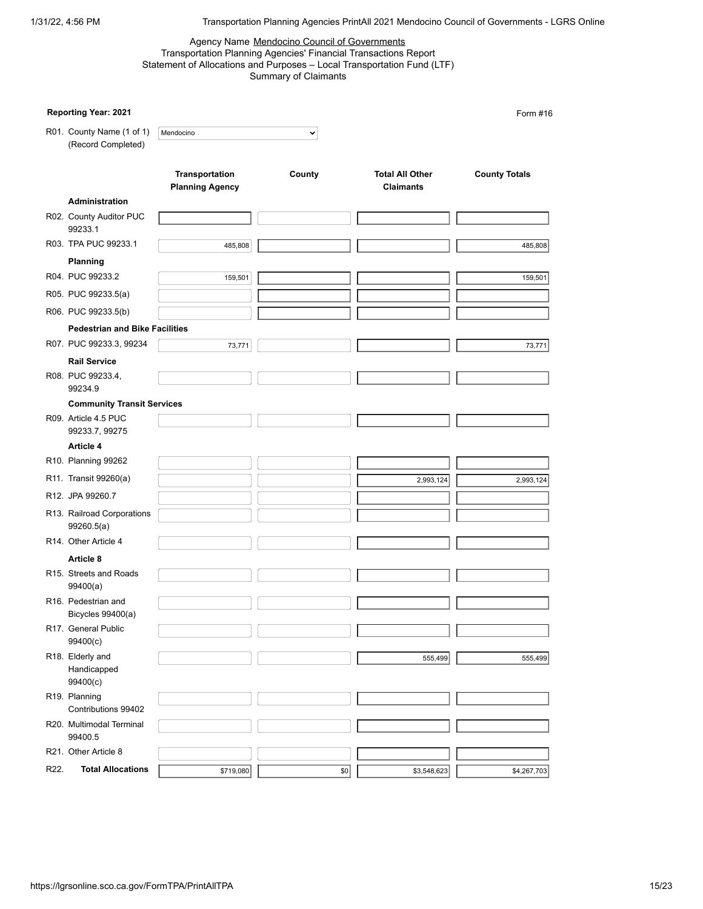Agency Name Mendocino Council of Governments
Transportation Planning Agencies' Financial Transactions Report
Statement of Allocations and Purposes – Local Transportation Fund (LTF)
Summary of Claimants

**Reporting Year: 2021**

Form #16

R01. County Name (1 of 1) (Record Completed): Mendocino

| | Transportation Planning Agency | County | Total All Other Claimants | County Totals |
|---|---|---|---|---|
| **Administration** | | | | |
| R02. County Auditor PUC 99233.1 | | | | |
| R03. TPA PUC 99233.1 | 485,808 | | | 485,808 |
| **Planning** | | | | |
| R04. PUC 99233.2 | 159,501 | | | 159,501 |
| R05. PUC 99233.5(a) | | | | |
| R06. PUC 99233.5(b) | | | | |
| **Pedestrian and Bike Facilities** | | | | |
| R07. PUC 99233.3, 99234 | 73,771 | | | 73,771 |
| **Rail Service** | | | | |
| R08. PUC 99233.4, 99234.9 | | | | |
| **Community Transit Services** | | | | |
| R09. Article 4.5 PUC 99233.7, 99275 | | | | |
| **Article 4** | | | | |
| R10. Planning 99262 | | | | |
| R11. Transit 99260(a) | | | 2,993,124 | 2,993,124 |
| R12. JPA 99260.7 | | | | |
| R13. Railroad Corporations 99260.5(a) | | | | |
| R14. Other Article 4 | | | | |
| **Article 8** | | | | |
| R15. Streets and Roads 99400(a) | | | | |
| R16. Pedestrian and Bicycles 99400(a) | | | | |
| R17. General Public 99400(c) | | | | |
| R18. Elderly and Handicapped 99400(c) | | | 555,499 | 555,499 |
| R19. Planning Contributions 99402 | | | | |
| R20. Multimodal Terminal 99400.5 | | | | |
| R21. Other Article 8 | | | | |
| R22. **Total Allocations** | $719,080 | $0 | $3,548,623 | $4,267,703 |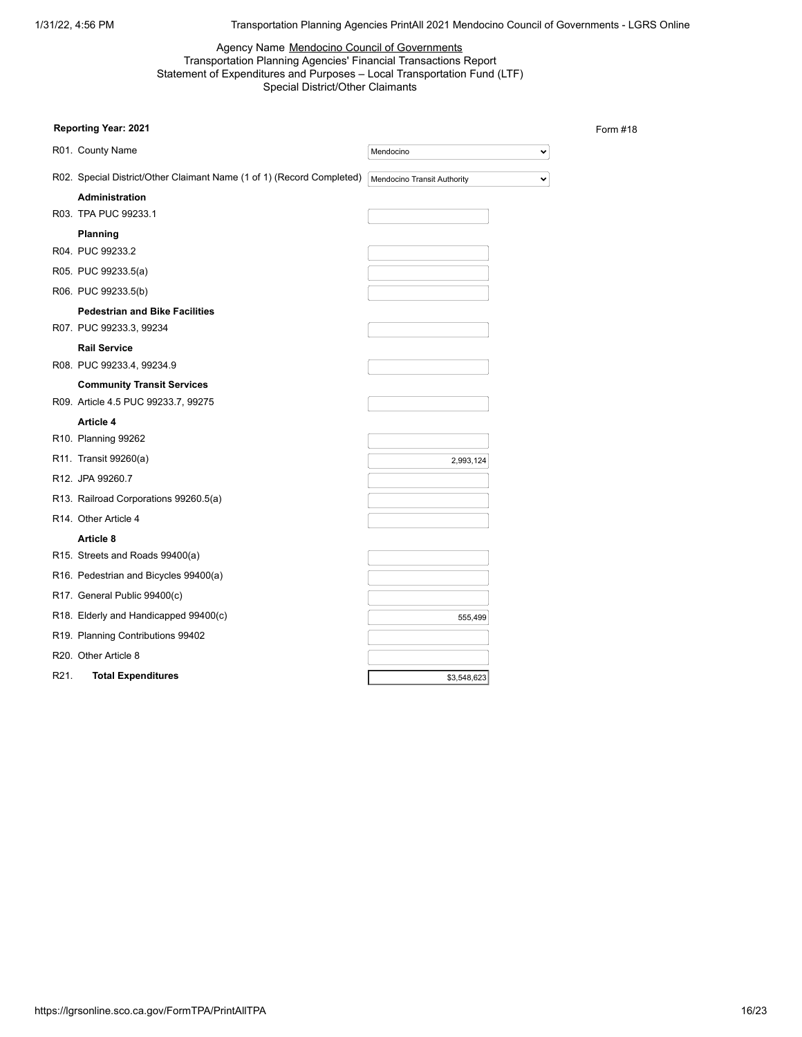Agency Name Mendocino Council of Governments
Transportation Planning Agencies' Financial Transactions Report
Statement of Expenditures and Purposes – Local Transportation Fund (LTF)
Special District/Other Claimants

**Reporting Year: 2021**

Form #18

| | |
|---|---|
| R01. County Name | Mendocino |
| R02. Special District/Other Claimant Name (1 of 1) (Record Completed) | Mendocino Transit Authority |
| **Administration** | |
| R03. TPA PUC 99233.1 | |
| **Planning** | |
| R04. PUC 99233.2 | |
| R05. PUC 99233.5(a) | |
| R06. PUC 99233.5(b) | |
| **Pedestrian and Bike Facilities** | |
| R07. PUC 99233.3, 99234 | |
| **Rail Service** | |
| R08. PUC 99233.4, 99234.9 | |
| **Community Transit Services** | |
| R09. Article 4.5 PUC 99233.7, 99275 | |
| **Article 4** | |
| R10. Planning 99262 | |
| R11. Transit 99260(a) | 2,993,124 |
| R12. JPA 99260.7 | |
| R13. Railroad Corporations 99260.5(a) | |
| R14. Other Article 4 | |
| **Article 8** | |
| R15. Streets and Roads 99400(a) | |
| R16. Pedestrian and Bicycles 99400(a) | |
| R17. General Public 99400(c) | |
| R18. Elderly and Handicapped 99400(c) | 555,499 |
| R19. Planning Contributions 99402 | |
| R20. Other Article 8 | |
| R21. **Total Expenditures** | $3,548,623 |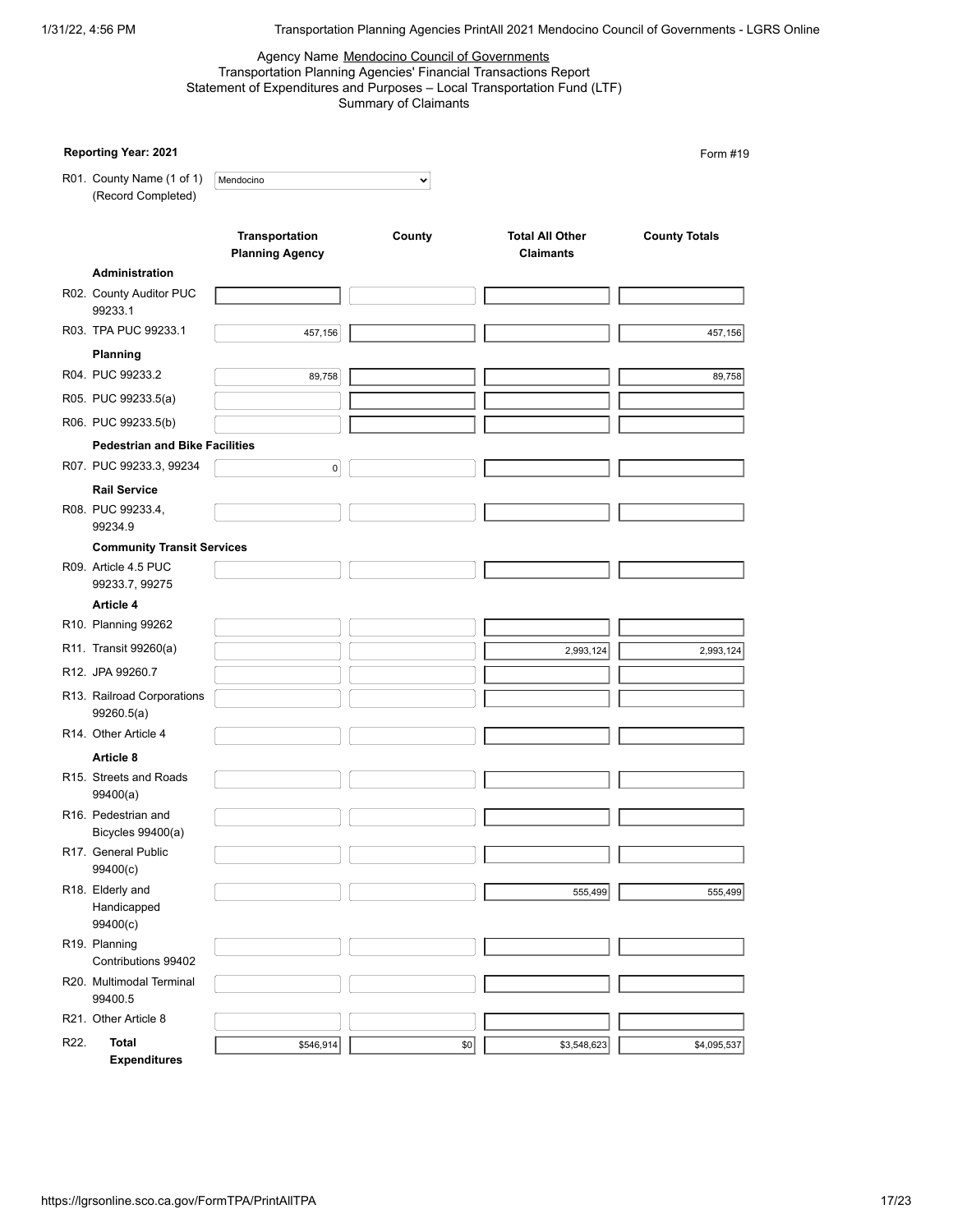Agency Name Mendocino Council of Governments
Transportation Planning Agencies' Financial Transactions Report
Statement of Expenditures and Purposes – Local Transportation Fund (LTF)
Summary of Claimants

**Reporting Year: 2021**

Form #19

R01. County Name (1 of 1) (Record Completed): Mendocino

| | Transportation Planning Agency | County | Total All Other Claimants | County Totals |
|---|---|---|---|---|
| **Administration** | | | | |
| R02. County Auditor PUC 99233.1 | | | | |
| R03. TPA PUC 99233.1 | 457,156 | | | 457,156 |
| **Planning** | | | | |
| R04. PUC 99233.2 | 89,758 | | | 89,758 |
| R05. PUC 99233.5(a) | | | | |
| R06. PUC 99233.5(b) | | | | |
| **Pedestrian and Bike Facilities** | | | | |
| R07. PUC 99233.3, 99234 | 0 | | | |
| **Rail Service** | | | | |
| R08. PUC 99233.4, 99234.9 | | | | |
| **Community Transit Services** | | | | |
| R09. Article 4.5 PUC 99233.7, 99275 | | | | |
| **Article 4** | | | | |
| R10. Planning 99262 | | | | |
| R11. Transit 99260(a) | | | 2,993,124 | 2,993,124 |
| R12. JPA 99260.7 | | | | |
| R13. Railroad Corporations 99260.5(a) | | | | |
| R14. Other Article 4 | | | | |
| **Article 8** | | | | |
| R15. Streets and Roads 99400(a) | | | | |
| R16. Pedestrian and Bicycles 99400(a) | | | | |
| R17. General Public 99400(c) | | | | |
| R18. Elderly and Handicapped 99400(c) | | | 555,499 | 555,499 |
| R19. Planning Contributions 99402 | | | | |
| R20. Multimodal Terminal 99400.5 | | | | |
| R21. Other Article 8 | | | | |
| R22. **Total Expenditures** | $546,914 | $0 | $3,548,623 | $4,095,537 |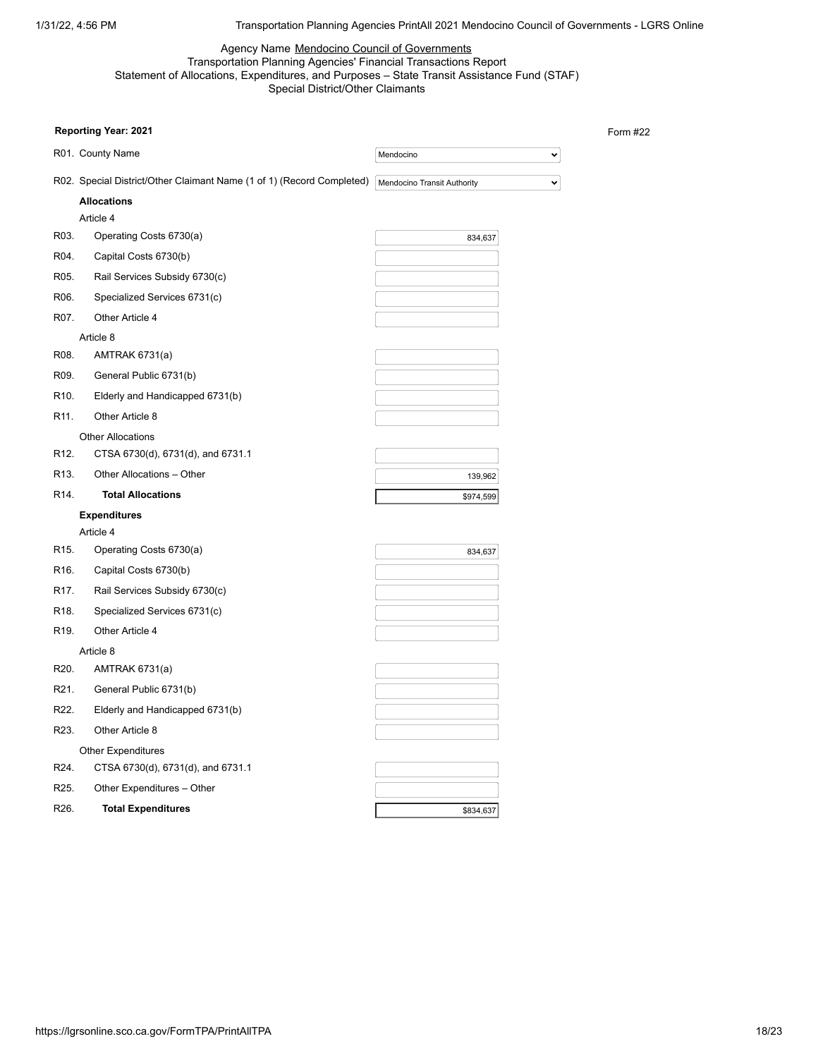Agency Name Mendocino Council of Governments
Transportation Planning Agencies' Financial Transactions Report
Statement of Allocations, Expenditures, and Purposes – State Transit Assistance Fund (STAF)
Special District/Other Claimants

**Reporting Year: 2021**

Form #22

| | | |
|---|---|---|
| R01. | County Name | Mendocino |
| R02. | Special District/Other Claimant Name (1 of 1) (Record Completed) | Mendocino Transit Authority |
| | **Allocations** | |
| | Article 4 | |
| R03. | Operating Costs 6730(a) | 834,637 |
| R04. | Capital Costs 6730(b) | |
| R05. | Rail Services Subsidy 6730(c) | |
| R06. | Specialized Services 6731(c) | |
| R07. | Other Article 4 | |
| | Article 8 | |
| R08. | AMTRAK 6731(a) | |
| R09. | General Public 6731(b) | |
| R10. | Elderly and Handicapped 6731(b) | |
| R11. | Other Article 8 | |
| | Other Allocations | |
| R12. | CTSA 6730(d), 6731(d), and 6731.1 | |
| R13. | Other Allocations – Other | 139,962 |
| R14. | **Total Allocations** | $974,599 |
| | **Expenditures** | |
| | Article 4 | |
| R15. | Operating Costs 6730(a) | 834,637 |
| R16. | Capital Costs 6730(b) | |
| R17. | Rail Services Subsidy 6730(c) | |
| R18. | Specialized Services 6731(c) | |
| R19. | Other Article 4 | |
| | Article 8 | |
| R20. | AMTRAK 6731(a) | |
| R21. | General Public 6731(b) | |
| R22. | Elderly and Handicapped 6731(b) | |
| R23. | Other Article 8 | |
| | Other Expenditures | |
| R24. | CTSA 6730(d), 6731(d), and 6731.1 | |
| R25. | Other Expenditures – Other | |
| R26. | **Total Expenditures** | $834,637 |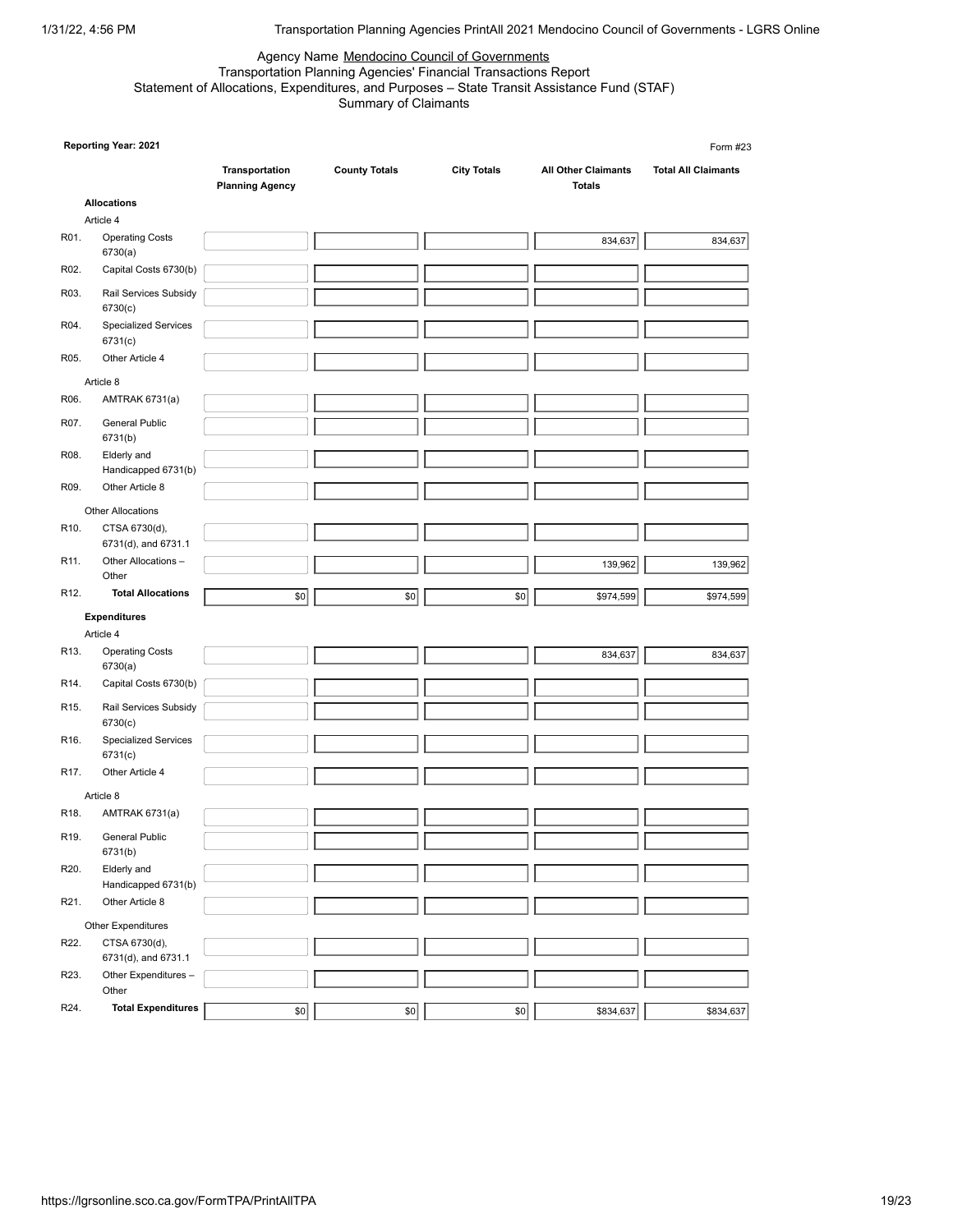Agency Name Mendocino Council of Governments

Transportation Planning Agencies' Financial Transactions Report

Statement of Allocations, Expenditures, and Purposes – State Transit Assistance Fund (STAF)

Summary of Claimants

**Reporting Year: 2021**

Form #23

| | | Transportation Planning Agency | County Totals | City Totals | All Other Claimants Totals | Total All Claimants |
|---|---|---|---|---|---|---|
| | **Allocations** | | | | | |
| | Article 4 | | | | | |
| R01. | Operating Costs 6730(a) | | | | 834,637 | 834,637 |
| R02. | Capital Costs 6730(b) | | | | | |
| R03. | Rail Services Subsidy 6730(c) | | | | | |
| R04. | Specialized Services 6731(c) | | | | | |
| R05. | Other Article 4 | | | | | |
| | Article 8 | | | | | |
| R06. | AMTRAK 6731(a) | | | | | |
| R07. | General Public 6731(b) | | | | | |
| R08. | Elderly and Handicapped 6731(b) | | | | | |
| R09. | Other Article 8 | | | | | |
| | Other Allocations | | | | | |
| R10. | CTSA 6730(d), 6731(d), and 6731.1 | | | | | |
| R11. | Other Allocations – Other | | | | 139,962 | 139,962 |
| R12. | **Total Allocations** | $0 | $0 | $0 | $974,599 | $974,599 |
| | **Expenditures** | | | | | |
| | Article 4 | | | | | |
| R13. | Operating Costs 6730(a) | | | | 834,637 | 834,637 |
| R14. | Capital Costs 6730(b) | | | | | |
| R15. | Rail Services Subsidy 6730(c) | | | | | |
| R16. | Specialized Services 6731(c) | | | | | |
| R17. | Other Article 4 | | | | | |
| | Article 8 | | | | | |
| R18. | AMTRAK 6731(a) | | | | | |
| R19. | General Public 6731(b) | | | | | |
| R20. | Elderly and Handicapped 6731(b) | | | | | |
| R21. | Other Article 8 | | | | | |
| | Other Expenditures | | | | | |
| R22. | CTSA 6730(d), 6731(d), and 6731.1 | | | | | |
| R23. | Other Expenditures – Other | | | | | |
| R24. | **Total Expenditures** | $0 | $0 | $0 | $834,637 | $834,637 |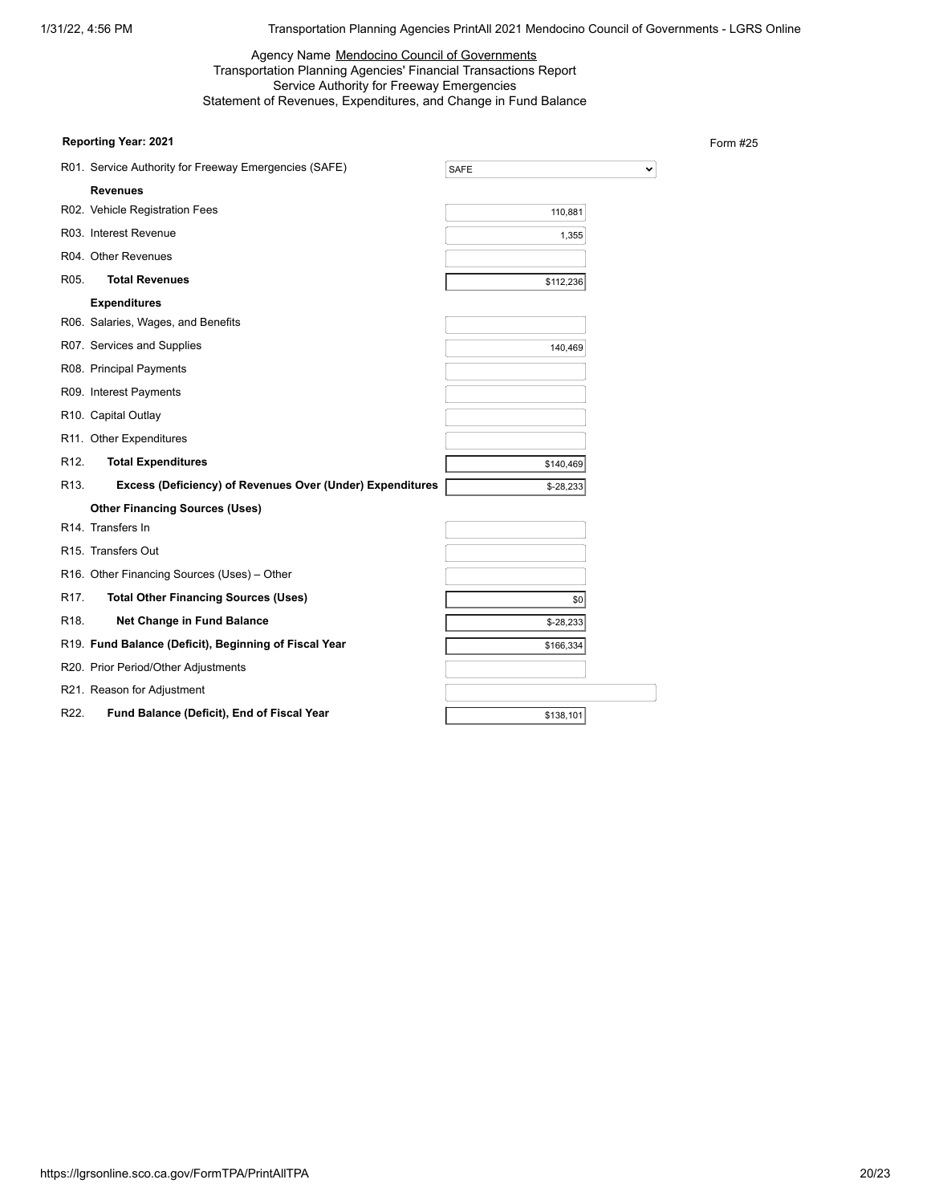Agency Name Mendocino Council of Governments
Transportation Planning Agencies' Financial Transactions Report
Service Authority for Freeway Emergencies
Statement of Revenues, Expenditures, and Change in Fund Balance

**Reporting Year: 2021**

Form #25

| Line | Description | Amount |
|---|---|---|
| R01. | Service Authority for Freeway Emergencies (SAFE) | SAFE |
| | **Revenues** | |
| R02. | Vehicle Registration Fees | 110,881 |
| R03. | Interest Revenue | 1,355 |
| R04. | Other Revenues | |
| R05. | **Total Revenues** | $112,236 |
| | **Expenditures** | |
| R06. | Salaries, Wages, and Benefits | |
| R07. | Services and Supplies | 140,469 |
| R08. | Principal Payments | |
| R09. | Interest Payments | |
| R10. | Capital Outlay | |
| R11. | Other Expenditures | |
| R12. | **Total Expenditures** | $140,469 |
| R13. | **Excess (Deficiency) of Revenues Over (Under) Expenditures** | $-28,233 |
| | **Other Financing Sources (Uses)** | |
| R14. | Transfers In | |
| R15. | Transfers Out | |
| R16. | Other Financing Sources (Uses) – Other | |
| R17. | **Total Other Financing Sources (Uses)** | $0 |
| R18. | **Net Change in Fund Balance** | $-28,233 |
| R19. | **Fund Balance (Deficit), Beginning of Fiscal Year** | $166,334 |
| R20. | Prior Period/Other Adjustments | |
| R21. | Reason for Adjustment | |
| R22. | **Fund Balance (Deficit), End of Fiscal Year** | $138,101 |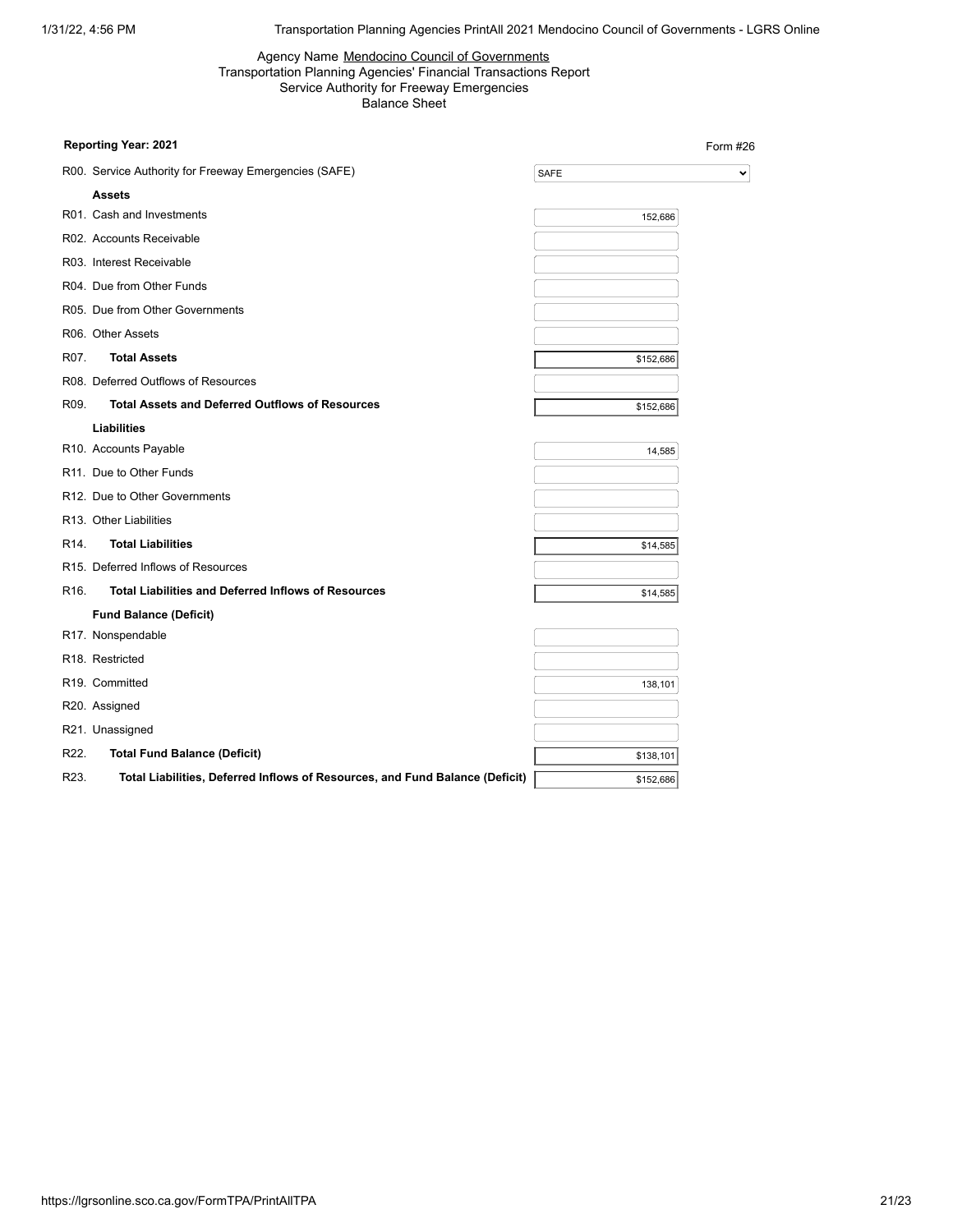Agency Name Mendocino Council of Governments
Transportation Planning Agencies' Financial Transactions Report
Service Authority for Freeway Emergencies
Balance Sheet

**Reporting Year: 2021** Form #26

| | |
|---|---|
| R00. Service Authority for Freeway Emergencies (SAFE) | SAFE |
| **Assets** | |
| R01. Cash and Investments | 152,686 |
| R02. Accounts Receivable | |
| R03. Interest Receivable | |
| R04. Due from Other Funds | |
| R05. Due from Other Governments | |
| R06. Other Assets | |
| R07. **Total Assets** | $152,686 |
| R08. Deferred Outflows of Resources | |
| R09. **Total Assets and Deferred Outflows of Resources** | $152,686 |
| **Liabilities** | |
| R10. Accounts Payable | 14,585 |
| R11. Due to Other Funds | |
| R12. Due to Other Governments | |
| R13. Other Liabilities | |
| R14. **Total Liabilities** | $14,585 |
| R15. Deferred Inflows of Resources | |
| R16. **Total Liabilities and Deferred Inflows of Resources** | $14,585 |
| **Fund Balance (Deficit)** | |
| R17. Nonspendable | |
| R18. Restricted | |
| R19. Committed | 138,101 |
| R20. Assigned | |
| R21. Unassigned | |
| R22. **Total Fund Balance (Deficit)** | $138,101 |
| R23. **Total Liabilities, Deferred Inflows of Resources, and Fund Balance (Deficit)** | $152,686 |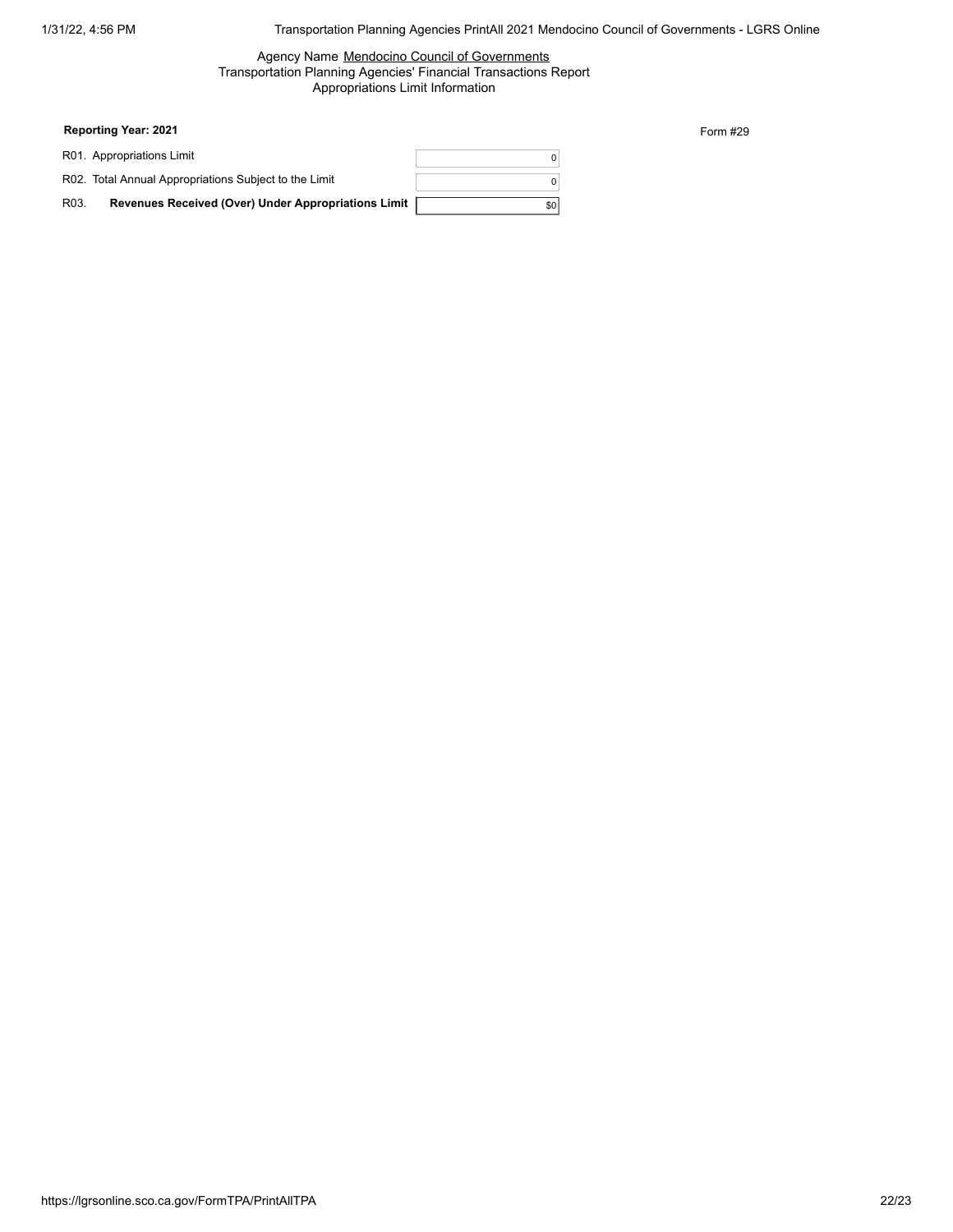Agency Name Mendocino Council of Governments
Transportation Planning Agencies' Financial Transactions Report
Appropriations Limit Information

**Reporting Year: 2021**

Form #29

| | |
|---|---|
| R01. Appropriations Limit | 0 |
| R02. Total Annual Appropriations Subject to the Limit | 0 |
| R03. **Revenues Received (Over) Under Appropriations Limit** | $0 |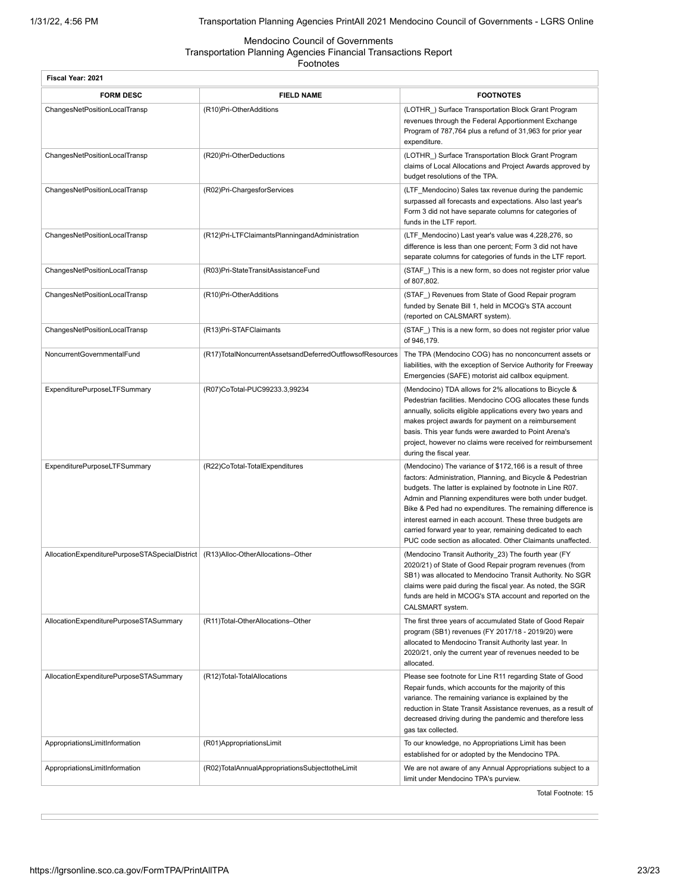Mendocino Council of Governments
Transportation Planning Agencies Financial Transactions Report
Footnotes

| Fiscal Year: 2021 | | |
|---|---|---|
| **FORM DESC** | **FIELD NAME** | **FOOTNOTES** |
| ChangesNetPositionLocalTransp | (R10)Pri-OtherAdditions | (LOTHR_) Surface Transportation Block Grant Program revenues through the Federal Apportionment Exchange Program of 787,764 plus a refund of 31,963 for prior year expenditure. |
| ChangesNetPositionLocalTransp | (R20)Pri-OtherDeductions | (LOTHR_) Surface Transportation Block Grant Program claims of Local Allocations and Project Awards approved by budget resolutions of the TPA. |
| ChangesNetPositionLocalTransp | (R02)Pri-ChargesforServices | (LTF_Mendocino) Sales tax revenue during the pandemic surpassed all forecasts and expectations. Also last year's Form 3 did not have separate columns for categories of funds in the LTF report. |
| ChangesNetPositionLocalTransp | (R12)Pri-LTFClaimantsPlanningandAdministration | (LTF_Mendocino) Last year's value was 4,228,276, so difference is less than one percent; Form 3 did not have separate columns for categories of funds in the LTF report. |
| ChangesNetPositionLocalTransp | (R03)Pri-StateTransitAssistanceFund | (STAF_) This is a new form, so does not register prior value of 807,802. |
| ChangesNetPositionLocalTransp | (R10)Pri-OtherAdditions | (STAF_) Revenues from State of Good Repair program funded by Senate Bill 1, held in MCOG's STA account (reported on CALSMART system). |
| ChangesNetPositionLocalTransp | (R13)Pri-STAFClaimants | (STAF_) This is a new form, so does not register prior value of 946,179. |
| NoncurrentGovernmentalFund | (R17)TotalNoncurrentAssetsandDeferredOutflowsofResources | The TPA (Mendocino COG) has no nonconcurrent assets or liabilities, with the exception of Service Authority for Freeway Emergencies (SAFE) motorist aid callbox equipment. |
| ExpenditurePurposeLTFSummary | (R07)CoTotal-PUC99233.3,99234 | (Mendocino) TDA allows for 2% allocations to Bicycle & Pedestrian facilities. Mendocino COG allocates these funds annually, solicits eligible applications every two years and makes project awards for payment on a reimbursement basis. This year funds were awarded to Point Arena's project, however no claims were received for reimbursement during the fiscal year. |
| ExpenditurePurposeLTFSummary | (R22)CoTotal-TotalExpenditures | (Mendocino) The variance of $172,166 is a result of three factors: Administration, Planning, and Bicycle & Pedestrian budgets. The latter is explained by footnote in Line R07. Admin and Planning expenditures were both under budget. Bike & Ped had no expenditures. The remaining difference is interest earned in each account. These three budgets are carried forward year to year, remaining dedicated to each PUC code section as allocated. Other Claimants unaffected. |
| AllocationExpenditurePurposeSTASpecialDistrict | (R13)Alloc-OtherAllocations–Other | (Mendocino Transit Authority_23) The fourth year (FY 2020/21) of State of Good Repair program revenues (from SB1) was allocated to Mendocino Transit Authority. No SGR claims were paid during the fiscal year. As noted, the SGR funds are held in MCOG's STA account and reported on the CALSMART system. |
| AllocationExpenditurePurposeSTASummary | (R11)Total-OtherAllocations–Other | The first three years of accumulated State of Good Repair program (SB1) revenues (FY 2017/18 - 2019/20) were allocated to Mendocino Transit Authority last year. In 2020/21, only the current year of revenues needed to be allocated. |
| AllocationExpenditurePurposeSTASummary | (R12)Total-TotalAllocations | Please see footnote for Line R11 regarding State of Good Repair funds, which accounts for the majority of this variance. The remaining variance is explained by the reduction in State Transit Assistance revenues, as a result of decreased driving during the pandemic and therefore less gas tax collected. |
| AppropriationsLimitInformation | (R01)AppropriationsLimit | To our knowledge, no Appropriations Limit has been established for or adopted by the Mendocino TPA. |
| AppropriationsLimitInformation | (R02)TotalAnnualAppropriationsSubjecttotheLimit | We are not aware of any Annual Appropriations subject to a limit under Mendocino TPA's purview. |

Total Footnote: 15